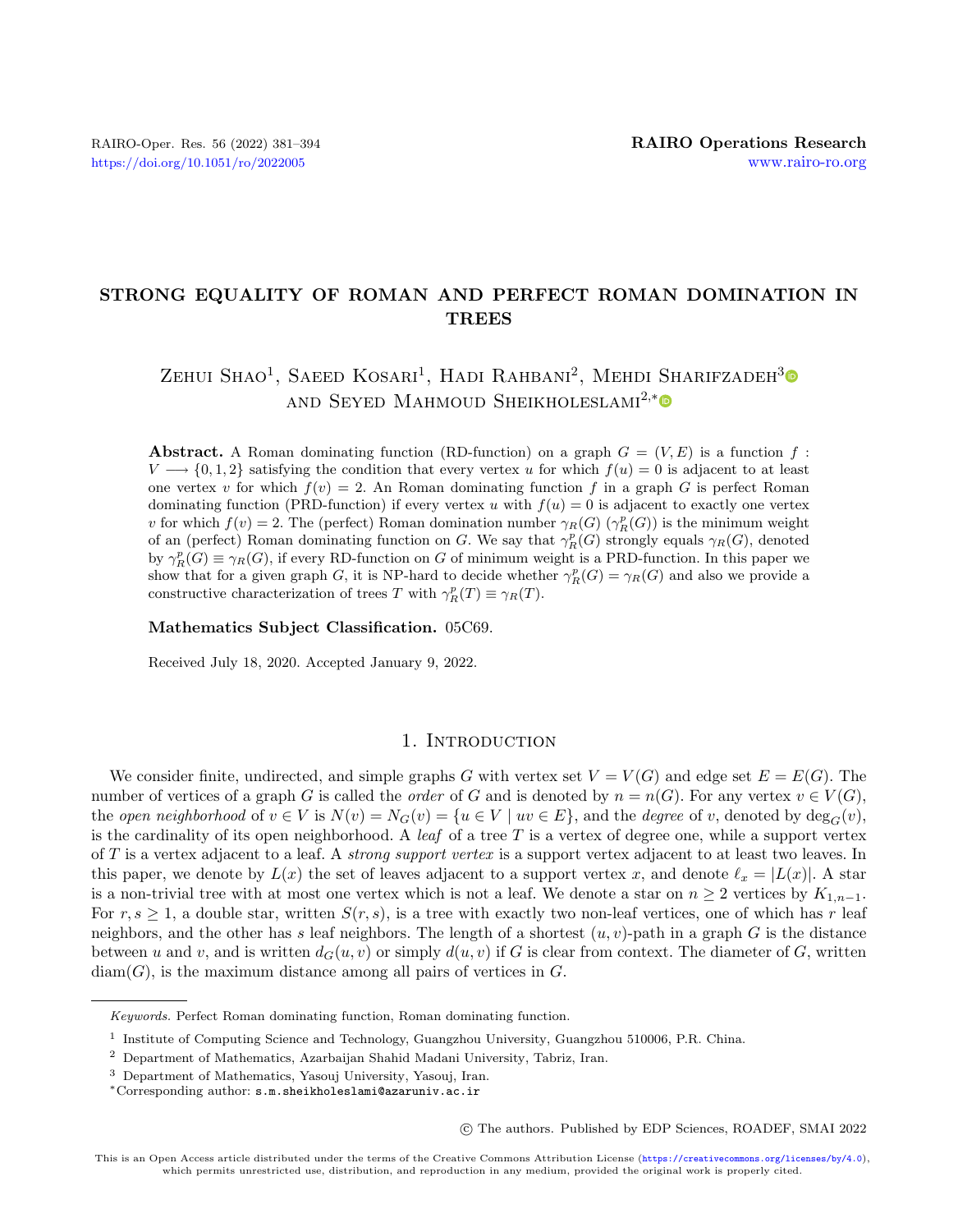# STRONG EQUALITY OF ROMAN AND PERFECT ROMAN DOMINATION IN TREES

Zehui Shao[1], Saeed Kosari[1], Hadi Rahbani[2], Mehdi Sharifzadeh[3] and Seyed Mahmoud Sheikholeslami[2,*]

**Abstract.** A Roman dominating function (RD-function) on a graph $G = (V, E)$ is a function $f : V \longrightarrow \{0, 1, 2\}$ satisfying the condition that every vertex $u$ for which $f(u) = 0$ is adjacent to at least one vertex $v$ for which $f(v) = 2$. An Roman dominating function $f$ in a graph $G$ is perfect Roman dominating function (PRD-function) if every vertex $u$ with $f(u) = 0$ is adjacent to exactly one vertex $v$ for which $f(v) = 2$. The (perfect) Roman domination number $\gamma_R(G)$ ($\gamma_R^p(G)$) is the minimum weight of an (perfect) Roman dominating function on $G$. We say that $\gamma_R^p(G)$ strongly equals $\gamma_R(G)$, denoted by $\gamma_R^p(G) \equiv \gamma_R(G)$, if every RD-function on $G$ of minimum weight is a PRD-function. In this paper we show that for a given graph $G$, it is NP-hard to decide whether $\gamma_R^p(G) = \gamma_R(G)$ and also we provide a constructive characterization of trees $T$ with $\gamma_R^p(T) \equiv \gamma_R(T)$.

**Mathematics Subject Classification.** 05C69.

Received July 18, 2020. Accepted January 9, 2022.

## 1. Introduction

We consider finite, undirected, and simple graphs $G$ with vertex set $V = V(G)$ and edge set $E = E(G)$. The number of vertices of a graph $G$ is called the *order* of $G$ and is denoted by $n = n(G)$. For any vertex $v \in V(G)$, the *open neighborhood* of $v \in V$ is $N(v) = N_G(v) = \{u \in V \mid uv \in E\}$, and the *degree* of $v$, denoted by $\deg_G(v)$, is the cardinality of its open neighborhood. A *leaf* of a tree $T$ is a vertex of degree one, while a support vertex of $T$ is a vertex adjacent to a leaf. A *strong support vertex* is a support vertex adjacent to at least two leaves. In this paper, we denote by $L(x)$ the set of leaves adjacent to a support vertex $x$, and denote $\ell_x = |L(x)|$. A star is a non-trivial tree with at most one vertex which is not a leaf. We denote a star on $n \geq 2$ vertices by $K_{1,n-1}$. For $r, s \geq 1$, a double star, written $S(r, s)$, is a tree with exactly two non-leaf vertices, one of which has $r$ leaf neighbors, and the other has $s$ leaf neighbors. The length of a shortest $(u, v)$-path in a graph $G$ is the distance between $u$ and $v$, and is written $d_G(u, v)$ or simply $d(u, v)$ if $G$ is clear from context. The diameter of $G$, written $\operatorname{diam}(G)$, is the maximum distance among all pairs of vertices in $G$.

*Keywords.* Perfect Roman dominating function, Roman dominating function.

[1] Institute of Computing Science and Technology, Guangzhou University, Guangzhou 510006, P.R. China.

[2] Department of Mathematics, Azarbaijan Shahid Madani University, Tabriz, Iran.

[3] Department of Mathematics, Yasouj University, Yasouj, Iran.

[*]Corresponding author: s.m.sheikholeslami@azaruniv.ac.ir

© The authors. Published by EDP Sciences, ROADEF, SMAI 2022

This is an Open Access article distributed under the terms of the Creative Commons Attribution License (https://creativecommons.org/licenses/by/4.0), which permits unrestricted use, distribution, and reproduction in any medium, provided the original work is properly cited.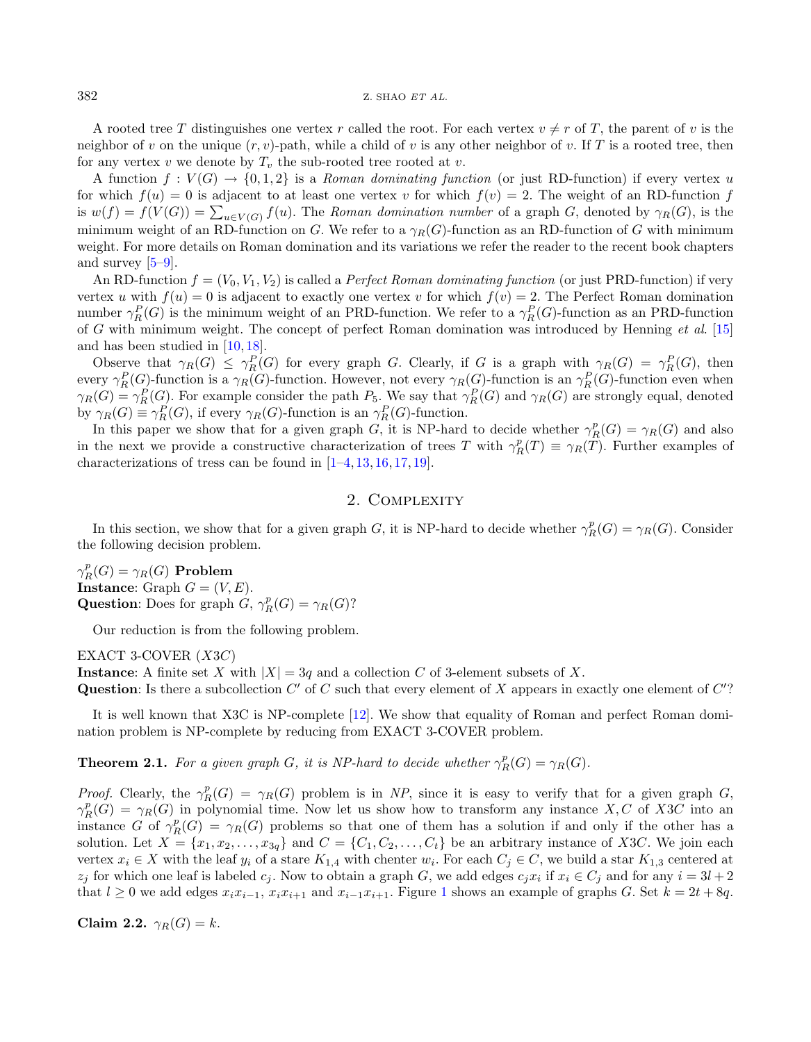A rooted tree $T$ distinguishes one vertex $r$ called the root. For each vertex $v \neq r$ of $T$, the parent of $v$ is the neighbor of $v$ on the unique $(r, v)$-path, while a child of $v$ is any other neighbor of $v$. If $T$ is a rooted tree, then for any vertex $v$ we denote by $T_v$ the sub-rooted tree rooted at $v$.

A function $f : V(G) \to \{0, 1, 2\}$ is a *Roman dominating function* (or just RD-function) if every vertex $u$ for which $f(u) = 0$ is adjacent to at least one vertex $v$ for which $f(v) = 2$. The weight of an RD-function $f$ is $w(f) = f(V(G)) = \sum_{u \in V(G)} f(u)$. The *Roman domination number* of a graph $G$, denoted by $\gamma_R(G)$, is the minimum weight of an RD-function on $G$. We refer to a $\gamma_R(G)$-function as an RD-function of $G$ with minimum weight. For more details on Roman domination and its variations we refer the reader to the recent book chapters and survey [5–9].

An RD-function $f = (V_0, V_1, V_2)$ is called a *Perfect Roman dominating function* (or just PRD-function) if very vertex $u$ with $f(u) = 0$ is adjacent to exactly one vertex $v$ for which $f(v) = 2$. The Perfect Roman domination number $\gamma_R^P(G)$ is the minimum weight of an PRD-function. We refer to a $\gamma_R^P(G)$-function as an PRD-function of $G$ with minimum weight. The concept of perfect Roman domination was introduced by Henning *et al.* [15] and has been studied in [10, 18].

Observe that $\gamma_R(G) \leq \gamma_R^P(G)$ for every graph $G$. Clearly, if $G$ is a graph with $\gamma_R(G) = \gamma_R^P(G)$, then every $\gamma_R^P(G)$-function is a $\gamma_R(G)$-function. However, not every $\gamma_R(G)$-function is an $\gamma_R^P(G)$-function even when $\gamma_R(G) = \gamma_R^P(G)$. For example consider the path $P_5$. We say that $\gamma_R^P(G)$ and $\gamma_R(G)$ are strongly equal, denoted by $\gamma_R(G) \equiv \gamma_R^P(G)$, if every $\gamma_R(G)$-function is an $\gamma_R^P(G)$-function.

In this paper we show that for a given graph $G$, it is NP-hard to decide whether $\gamma_R^p(G) = \gamma_R(G)$ and also in the next we provide a constructive characterization of trees $T$ with $\gamma_R^p(T) \equiv \gamma_R(T)$. Further examples of characterizations of tress can be found in [1–4, 13, 16, 17, 19].

## 2. Complexity

In this section, we show that for a given graph $G$, it is NP-hard to decide whether $\gamma_R^p(G) = \gamma_R(G)$. Consider the following decision problem.

**$\gamma_R^p(G) = \gamma_R(G)$ Problem**
**Instance**: Graph $G = (V, E)$.
**Question**: Does for graph $G$, $\gamma_R^p(G) = \gamma_R(G)$?

Our reduction is from the following problem.

EXACT 3-COVER ($X3C$)
**Instance**: A finite set $X$ with $|X| = 3q$ and a collection $C$ of 3-element subsets of $X$.
**Question**: Is there a subcollection $C'$ of $C$ such that every element of $X$ appears in exactly one element of $C'$?

It is well known that X3C is NP-complete [12]. We show that equality of Roman and perfect Roman domination problem is NP-complete by reducing from EXACT 3-COVER problem.

**Theorem 2.1.** *For a given graph $G$, it is NP-hard to decide whether $\gamma_R^p(G) = \gamma_R(G)$.*

*Proof.* Clearly, the $\gamma_R^p(G) = \gamma_R(G)$ problem is in $NP$, since it is easy to verify that for a given graph $G$, $\gamma_R^p(G) = \gamma_R(G)$ in polynomial time. Now let us show how to transform any instance $X, C$ of $X3C$ into an instance $G$ of $\gamma_R^p(G) = \gamma_R(G)$ problems so that one of them has a solution if and only if the other has a solution. Let $X = \{x_1, x_2, \ldots, x_{3q}\}$ and $C = \{C_1, C_2, \ldots, C_t\}$ be an arbitrary instance of $X3C$. We join each vertex $x_i \in X$ with the leaf $y_i$ of a stare $K_{1,4}$ with chenter $w_i$. For each $C_j \in C$, we build a star $K_{1,3}$ centered at $z_j$ for which one leaf is labeled $c_j$. Now to obtain a graph $G$, we add edges $c_j x_i$ if $x_i \in C_j$ and for any $i = 3l + 2$ that $l \geq 0$ we add edges $x_i x_{i-1}$, $x_i x_{i+1}$ and $x_{i-1} x_{i+1}$. Figure 1 shows an example of graphs $G$. Set $k = 2t + 8q$.

**Claim 2.2.** $\gamma_R(G) = k$.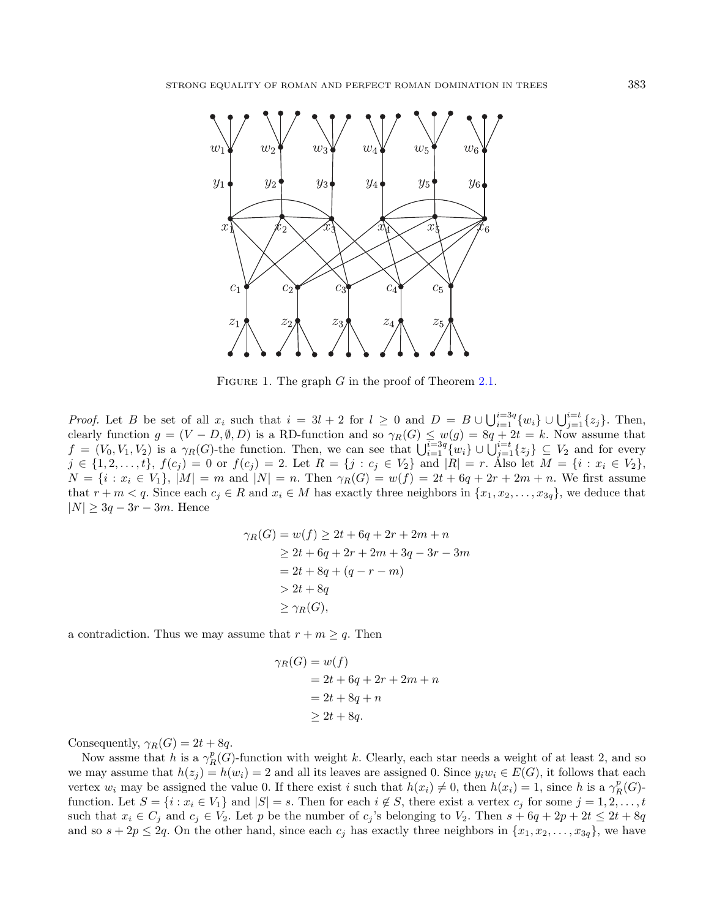Figure 1. The graph $G$ in the proof of Theorem 2.1.

*Proof.* Let $B$ be set of all $x_i$ such that $i = 3l + 2$ for $l \geq 0$ and $D = B \cup \bigcup_{i=1}^{i=3q} \{w_i\} \cup \bigcup_{j=1}^{i=t} \{z_j\}$. Then, clearly function $g = (V - D, \emptyset, D)$ is a RD-function and so $\gamma_R(G) \leq w(g) = 8q + 2t = k$. Now assume that $f = (V_0, V_1, V_2)$ is a $\gamma_R(G)$-the function. Then, we can see that $\bigcup_{i=1}^{i=3q} \{w_i\} \cup \bigcup_{j=1}^{i=t} \{z_j\} \subseteq V_2$ and for every $j \in \{1, 2, \ldots, t\}$, $f(c_j) = 0$ or $f(c_j) = 2$. Let $R = \{j : c_j \in V_2\}$ and $|R| = r$. Also let $M = \{i : x_i \in V_2\}$, $N = \{i : x_i \in V_1\}$, $|M| = m$ and $|N| = n$. Then $\gamma_R(G) = w(f) = 2t + 6q + 2r + 2m + n$. We first assume that $r + m < q$. Since each $c_j \in R$ and $x_i \in M$ has exactly three neighbors in $\{x_1, x_2, \ldots, x_{3q}\}$, we deduce that $|N| \geq 3q - 3r - 3m$. Hence

$$\begin{aligned}
\gamma_R(G) = w(f) &\geq 2t + 6q + 2r + 2m + n \\
&\geq 2t + 6q + 2r + 2m + 3q - 3r - 3m \\
&= 2t + 8q + (q - r - m) \\
&> 2t + 8q \\
&\geq \gamma_R(G),
\end{aligned}$$

a contradiction. Thus we may assume that $r + m \geq q$. Then

$$\begin{aligned}
\gamma_R(G) &= w(f) \\
&= 2t + 6q + 2r + 2m + n \\
&= 2t + 8q + n \\
&\geq 2t + 8q.
\end{aligned}$$

Consequently, $\gamma_R(G) = 2t + 8q$.

Now assme that $h$ is a $\gamma_R^p(G)$-function with weight $k$. Clearly, each star needs a weight of at least 2, and so we may assume that $h(z_j) = h(w_i) = 2$ and all its leaves are assigned 0. Since $y_i w_i \in E(G)$, it follows that each vertex $w_i$ may be assigned the value 0. If there exist $i$ such that $h(x_i) \neq 0$, then $h(x_i) = 1$, since $h$ is a $\gamma_R^p(G)$-function. Let $S = \{i : x_i \in V_1\}$ and $|S| = s$. Then for each $i \notin S$, there exist a vertex $c_j$ for some $j = 1, 2, \ldots, t$ such that $x_i \in C_j$ and $c_j \in V_2$. Let $p$ be the number of $c_j$'s belonging to $V_2$. Then $s + 6q + 2p + 2t \leq 2t + 8q$ and so $s + 2p \leq 2q$. On the other hand, since each $c_j$ has exactly three neighbors in $\{x_1, x_2, \ldots, x_{3q}\}$, we have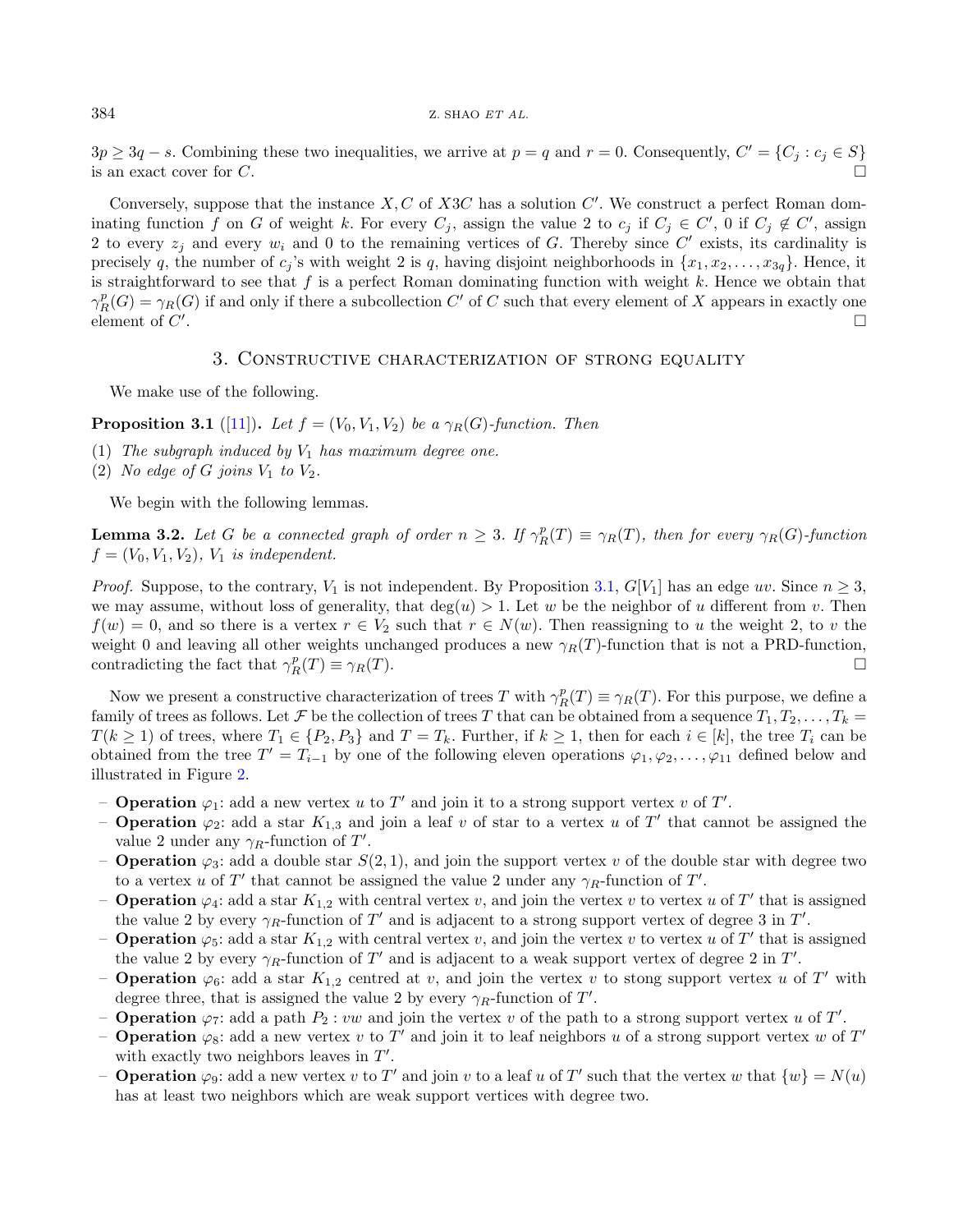$3p \geq 3q - s$. Combining these two inequalities, we arrive at $p = q$ and $r = 0$. Consequently, $C' = \{C_j : c_j \in S\}$ is an exact cover for $C$. $\square$

Conversely, suppose that the instance $X, C$ of $X3C$ has a solution $C'$. We construct a perfect Roman dominating function $f$ on $G$ of weight $k$. For every $C_j$, assign the value 2 to $c_j$ if $C_j \in C'$, 0 if $C_j \notin C'$, assign 2 to every $z_j$ and every $w_i$ and 0 to the remaining vertices of $G$. Thereby since $C'$ exists, its cardinality is precisely $q$, the number of $c_j$'s with weight 2 is $q$, having disjoint neighborhoods in $\{x_1, x_2, \ldots, x_{3q}\}$. Hence, it is straightforward to see that $f$ is a perfect Roman dominating function with weight $k$. Hence we obtain that $\gamma_R^p(G) = \gamma_R(G)$ if and only if there a subcollection $C'$ of $C$ such that every element of $X$ appears in exactly one element of $C'$. $\square$

## 3. Constructive characterization of strong equality

We make use of the following.

**Proposition 3.1** ([11]). *Let $f = (V_0, V_1, V_2)$ be a $\gamma_R(G)$-function. Then*

(1) *The subgraph induced by $V_1$ has maximum degree one.*
(2) *No edge of $G$ joins $V_1$ to $V_2$.*

We begin with the following lemmas.

**Lemma 3.2.** *Let $G$ be a connected graph of order $n \geq 3$. If $\gamma_R^p(T) \equiv \gamma_R(T)$, then for every $\gamma_R(G)$-function $f = (V_0, V_1, V_2)$, $V_1$ is independent.*

*Proof.* Suppose, to the contrary, $V_1$ is not independent. By Proposition 3.1, $G[V_1]$ has an edge $uv$. Since $n \geq 3$, we may assume, without loss of generality, that $\deg(u) > 1$. Let $w$ be the neighbor of $u$ different from $v$. Then $f(w) = 0$, and so there is a vertex $r \in V_2$ such that $r \in N(w)$. Then reassigning to $u$ the weight 2, to $v$ the weight 0 and leaving all other weights unchanged produces a new $\gamma_R(T)$-function that is not a PRD-function, contradicting the fact that $\gamma_R^p(T) \equiv \gamma_R(T)$. $\square$

Now we present a constructive characterization of trees $T$ with $\gamma_R^p(T) \equiv \gamma_R(T)$. For this purpose, we define a family of trees as follows. Let $\mathcal{F}$ be the collection of trees $T$ that can be obtained from a sequence $T_1, T_2, \ldots, T_k = T (k \geq 1)$ of trees, where $T_1 \in \{P_2, P_3\}$ and $T = T_k$. Further, if $k \geq 1$, then for each $i \in [k]$, the tree $T_i$ can be obtained from the tree $T' = T_{i-1}$ by one of the following eleven operations $\varphi_1, \varphi_2, \ldots, \varphi_{11}$ defined below and illustrated in Figure 2.

- **Operation** $\varphi_1$: add a new vertex $u$ to $T'$ and join it to a strong support vertex $v$ of $T'$.
- **Operation** $\varphi_2$: add a star $K_{1,3}$ and join a leaf $v$ of star to a vertex $u$ of $T'$ that cannot be assigned the value 2 under any $\gamma_R$-function of $T'$.
- **Operation** $\varphi_3$: add a double star $S(2, 1)$, and join the support vertex $v$ of the double star with degree two to a vertex $u$ of $T'$ that cannot be assigned the value 2 under any $\gamma_R$-function of $T'$.
- **Operation** $\varphi_4$: add a star $K_{1,2}$ with central vertex $v$, and join the vertex $v$ to vertex $u$ of $T'$ that is assigned the value 2 by every $\gamma_R$-function of $T'$ and is adjacent to a strong support vertex of degree 3 in $T'$.
- **Operation** $\varphi_5$: add a star $K_{1,2}$ with central vertex $v$, and join the vertex $v$ to vertex $u$ of $T'$ that is assigned the value 2 by every $\gamma_R$-function of $T'$ and is adjacent to a weak support vertex of degree 2 in $T'$.
- **Operation** $\varphi_6$: add a star $K_{1,2}$ centred at $v$, and join the vertex $v$ to stong support vertex $u$ of $T'$ with degree three, that is assigned the value 2 by every $\gamma_R$-function of $T'$.
- **Operation** $\varphi_7$: add a path $P_2 : vw$ and join the vertex $v$ of the path to a strong support vertex $u$ of $T'$.
- **Operation** $\varphi_8$: add a new vertex $v$ to $T'$ and join it to leaf neighbors $u$ of a strong support vertex $w$ of $T'$ with exactly two neighbors leaves in $T'$.
- **Operation** $\varphi_9$: add a new vertex $v$ to $T'$ and join $v$ to a leaf $u$ of $T'$ such that the vertex $w$ that $\{w\} = N(u)$ has at least two neighbors which are weak support vertices with degree two.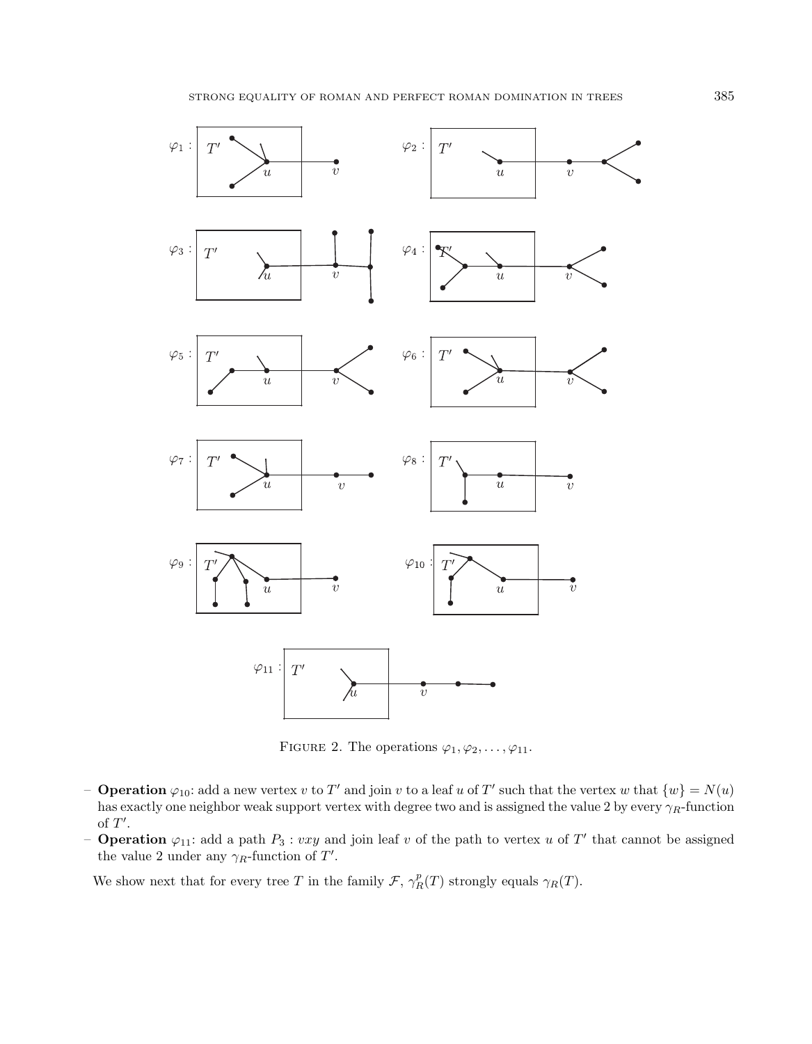FIGURE 2. The operations $\varphi_1, \varphi_2, \ldots, \varphi_{11}$.

– **Operation** $\varphi_{10}$: add a new vertex $v$ to $T'$ and join $v$ to a leaf $u$ of $T'$ such that the vertex $w$ that $\{w\} = N(u)$ has exactly one neighbor weak support vertex with degree two and is assigned the value 2 by every $\gamma_R$-function of $T'$.

– **Operation** $\varphi_{11}$: add a path $P_3 : vxy$ and join leaf $v$ of the path to vertex $u$ of $T'$ that cannot be assigned the value 2 under any $\gamma_R$-function of $T'$.

We show next that for every tree $T$ in the family $\mathcal{F}$, $\gamma_R^p(T)$ strongly equals $\gamma_R(T)$.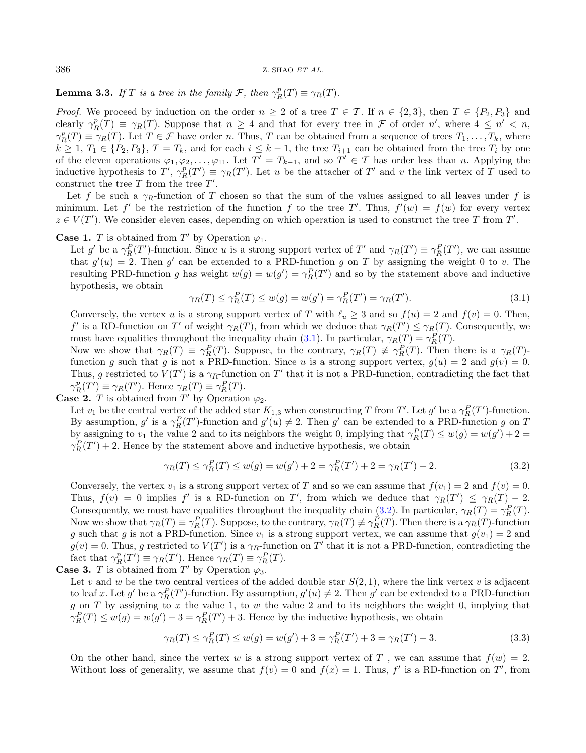**Lemma 3.3.** *If $T$ is a tree in the family $\mathcal{F}$, then $\gamma_R^p(T) \equiv \gamma_R(T)$.*

*Proof.* We proceed by induction on the order $n \geq 2$ of a tree $T \in \mathcal{T}$. If $n \in \{2, 3\}$, then $T \in \{P_2, P_3\}$ and clearly $\gamma_R^p(T) \equiv \gamma_R(T)$. Suppose that $n \geq 4$ and that for every tree in $\mathcal{F}$ of order $n'$, where $4 \leq n' < n$, $\gamma_R^p(T) \equiv \gamma_R(T)$. Let $T \in \mathcal{F}$ have order $n$. Thus, $T$ can be obtained from a sequence of trees $T_1, \ldots, T_k$, where $k \geq 1$, $T_1 \in \{P_2, P_3\}$, $T = T_k$, and for each $i \leq k-1$, the tree $T_{i+1}$ can be obtained from the tree $T_i$ by one of the eleven operations $\varphi_1, \varphi_2, \ldots, \varphi_{11}$. Let $T' = T_{k-1}$, and so $T' \in \mathcal{T}$ has order less than $n$. Applying the inductive hypothesis to $T'$, $\gamma_R^p(T') \equiv \gamma_R(T')$. Let $u$ be the attacher of $T'$ and $v$ the link vertex of $T$ used to construct the tree $T$ from the tree $T'$.

Let $f$ be such a $\gamma_R$-function of $T$ chosen so that the sum of the values assigned to all leaves under $f$ is minimum. Let $f'$ be the restriction of the function $f$ to the tree $T'$. Thus, $f'(w) = f(w)$ for every vertex $z \in V(T')$. We consider eleven cases, depending on which operation is used to construct the tree $T$ from $T'$.

**Case 1.** $T$ is obtained from $T'$ by Operation $\varphi_1$.

Let $g'$ be a $\gamma_R^P(T')$-function. Since $u$ is a strong support vertex of $T'$ and $\gamma_R(T') \equiv \gamma_R^P(T')$, we can assume that $g'(u) = 2$. Then $g'$ can be extended to a PRD-function $g$ on $T$ by assigning the weight 0 to $v$. The resulting PRD-function $g$ has weight $w(g) = w(g') = \gamma_R^P(T')$ and so by the statement above and inductive hypothesis, we obtain

$$\gamma_R(T) \leq \gamma_R^P(T) \leq w(g) = w(g') = \gamma_R^P(T') = \gamma_R(T'). \tag{3.1}$$

Conversely, the vertex $u$ is a strong support vertex of $T$ with $\ell_u \geq 3$ and so $f(u) = 2$ and $f(v) = 0$. Then, $f'$ is a RD-function on $T'$ of weight $\gamma_R(T)$, from which we deduce that $\gamma_R(T') \leq \gamma_R(T)$. Consequently, we must have equalities throughout the inequality chain (3.1). In particular, $\gamma_R(T) = \gamma_R^P(T)$.

Now we show that $\gamma_R(T) \equiv \gamma_R^P(T)$. Suppose, to the contrary, $\gamma_R(T) \not\equiv \gamma_R^P(T)$. Then there is a $\gamma_R(T)$-function $g$ such that $g$ is not a PRD-function. Since $u$ is a strong support vertex, $g(u) = 2$ and $g(v) = 0$. Thus, $g$ restricted to $V(T')$ is a $\gamma_R$-function on $T'$ that it is not a PRD-function, contradicting the fact that $\gamma_R^p(T') \equiv \gamma_R(T')$. Hence $\gamma_R(T) \equiv \gamma_R^P(T)$.

**Case 2.** $T$ is obtained from $T'$ by Operation $\varphi_2$.

Let $v_1$ be the central vertex of the added star $K_{1,3}$ when constructing $T$ from $T'$. Let $g'$ be a $\gamma_R^P(T')$-function. By assumption, $g'$ is a $\gamma_R^P(T')$-function and $g'(u) \neq 2$. Then $g'$ can be extended to a PRD-function $g$ on $T$ by assigning to $v_1$ the value 2 and to its neighbors the weight 0, implying that $\gamma_R^P(T) \leq w(g) = w(g') + 2 = \gamma_R^P(T') + 2$. Hence by the statement above and inductive hypothesis, we obtain

$$\gamma_R(T) \leq \gamma_R^P(T) \leq w(g) = w(g') + 2 = \gamma_R^P(T') + 2 = \gamma_R(T') + 2. \tag{3.2}$$

Conversely, the vertex $v_1$ is a strong support vertex of $T$ and so we can assume that $f(v_1) = 2$ and $f(v) = 0$. Thus, $f(v) = 0$ implies $f'$ is a RD-function on $T'$, from which we deduce that $\gamma_R(T') \leq \gamma_R(T) - 2$. Consequently, we must have equalities throughout the inequality chain (3.2). In particular, $\gamma_R(T) = \gamma_R^P(T)$. Now we show that $\gamma_R(T) \equiv \gamma_R^P(T)$. Suppose, to the contrary, $\gamma_R(T) \not\equiv \gamma_R^P(T)$. Then there is a $\gamma_R(T)$-function $g$ such that $g$ is not a PRD-function. Since $v_1$ is a strong support vertex, we can assume that $g(v_1) = 2$ and $g(v) = 0$. Thus, $g$ restricted to $V(T')$ is a $\gamma_R$-function on $T'$ that it is not a PRD-function, contradicting the fact that $\gamma_R^p(T') \equiv \gamma_R(T')$. Hence $\gamma_R(T) \equiv \gamma_R^P(T)$.

**Case 3.** $T$ is obtained from $T'$ by Operation $\varphi_3$.

Let $v$ and $w$ be the two central vertices of the added double star $S(2, 1)$, where the link vertex $v$ is adjacent to leaf $x$. Let $g'$ be a $\gamma_R^P(T')$-function. By assumption, $g'(u) \neq 2$. Then $g'$ can be extended to a PRD-function $g$ on $T$ by assigning to $x$ the value 1, to $w$ the value 2 and to its neighbors the weight 0, implying that $\gamma_R^P(T) \leq w(g) = w(g') + 3 = \gamma_R^P(T') + 3$. Hence by the inductive hypothesis, we obtain

$$\gamma_R(T) \leq \gamma_R^P(T) \leq w(g) = w(g') + 3 = \gamma_R^P(T') + 3 = \gamma_R(T') + 3. \tag{3.3}$$

On the other hand, since the vertex $w$ is a strong support vertex of $T$ , we can assume that $f(w) = 2$. Without loss of generality, we assume that $f(v) = 0$ and $f(x) = 1$. Thus, $f'$ is a RD-function on $T'$, from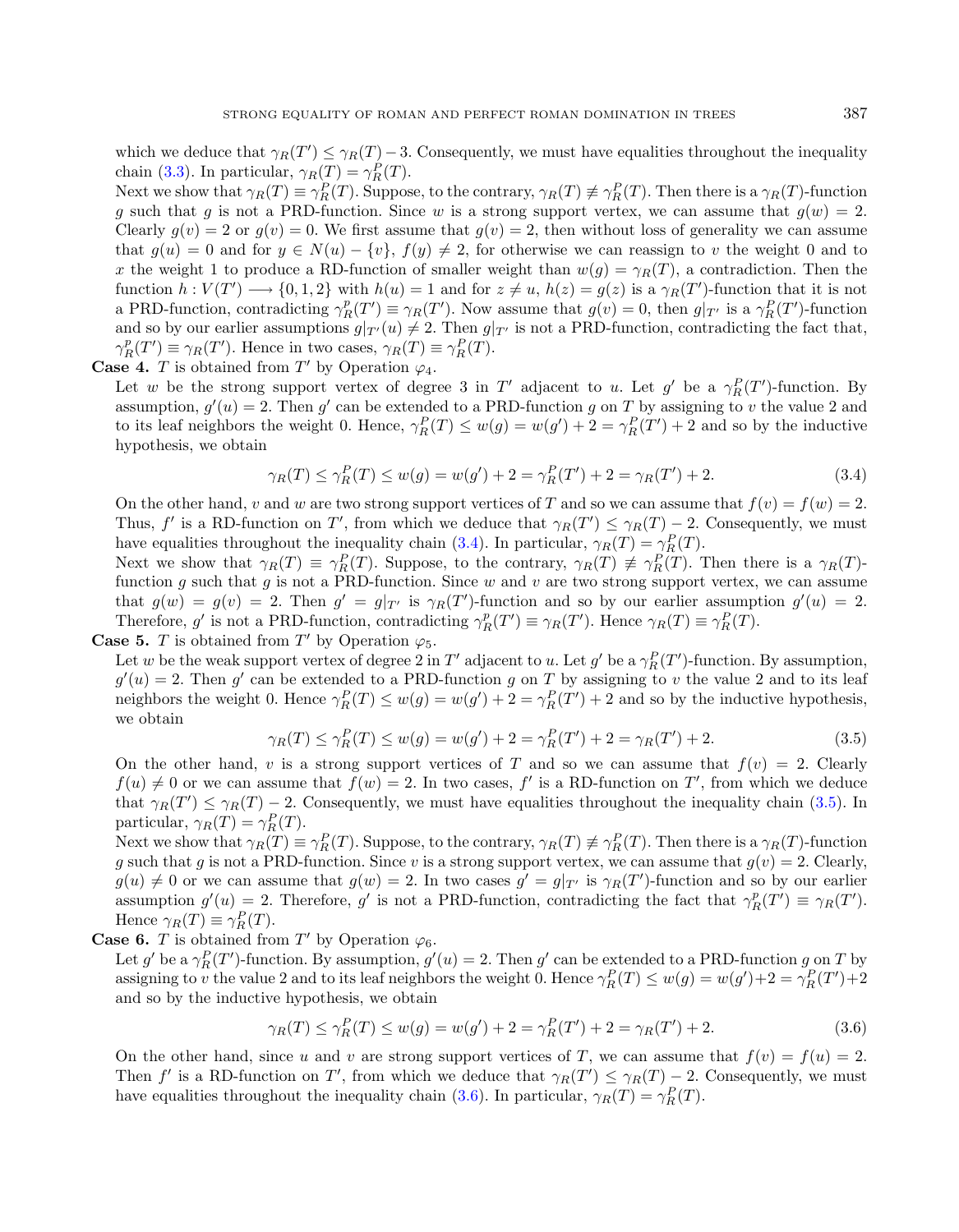which we deduce that $\gamma_R(T') \le \gamma_R(T) - 3$. Consequently, we must have equalities throughout the inequality chain (3.3). In particular, $\gamma_R(T) = \gamma_R^P(T)$.

Next we show that $\gamma_R(T) \equiv \gamma_R^P(T)$. Suppose, to the contrary, $\gamma_R(T) \not\equiv \gamma_R^P(T)$. Then there is a $\gamma_R(T)$-function $g$ such that $g$ is not a PRD-function. Since $w$ is a strong support vertex, we can assume that $g(w) = 2$. Clearly $g(v) = 2$ or $g(v) = 0$. We first assume that $g(v) = 2$, then without loss of generality we can assume that $g(u) = 0$ and for $y \in N(u) - \{v\}$, $f(y) \neq 2$, for otherwise we can reassign to $v$ the weight 0 and to $x$ the weight 1 to produce a RD-function of smaller weight than $w(g) = \gamma_R(T)$, a contradiction. Then the function $h : V(T') \longrightarrow \{0, 1, 2\}$ with $h(u) = 1$ and for $z \neq u$, $h(z) = g(z)$ is a $\gamma_R(T')$-function that it is not a PRD-function, contradicting $\gamma_R^P(T') \equiv \gamma_R(T')$. Now assume that $g(v) = 0$, then $g|_{T'}$ is a $\gamma_R^P(T')$-function and so by our earlier assumptions $g|_{T'}(u) \neq 2$. Then $g|_{T'}$ is not a PRD-function, contradicting the fact that, $\gamma_R^p(T') \equiv \gamma_R(T')$. Hence in two cases, $\gamma_R(T) \equiv \gamma_R^P(T)$.

**Case 4.** $T$ is obtained from $T'$ by Operation $\varphi_4$.

Let $w$ be the strong support vertex of degree 3 in $T'$ adjacent to $u$. Let $g'$ be a $\gamma_R^P(T')$-function. By assumption, $g'(u) = 2$. Then $g'$ can be extended to a PRD-function $g$ on $T$ by assigning to $v$ the value 2 and to its leaf neighbors the weight 0. Hence, $\gamma_R^P(T) \le w(g) = w(g') + 2 = \gamma_R^P(T') + 2$ and so by the inductive hypothesis, we obtain

$$\gamma_R(T) \le \gamma_R^P(T) \le w(g) = w(g') + 2 = \gamma_R^P(T') + 2 = \gamma_R(T') + 2. \tag{3.4}$$

On the other hand, $v$ and $w$ are two strong support vertices of $T$ and so we can assume that $f(v) = f(w) = 2$. Thus, $f'$ is a RD-function on $T'$, from which we deduce that $\gamma_R(T') \le \gamma_R(T) - 2$. Consequently, we must have equalities throughout the inequality chain (3.4). In particular, $\gamma_R(T) = \gamma_R^P(T)$.

Next we show that $\gamma_R(T) \equiv \gamma_R^P(T)$. Suppose, to the contrary, $\gamma_R(T) \not\equiv \gamma_R^P(T)$. Then there is a $\gamma_R(T)$-function $g$ such that $g$ is not a PRD-function. Since $w$ and $v$ are two strong support vertex, we can assume that $g(w) = g(v) = 2$. Then $g' = g|_{T'}$ is $\gamma_R(T')$-function and so by our earlier assumption $g'(u) = 2$. Therefore, $g'$ is not a PRD-function, contradicting $\gamma_R^p(T') \equiv \gamma_R(T')$. Hence $\gamma_R(T) \equiv \gamma_R^P(T)$.

**Case 5.** $T$ is obtained from $T'$ by Operation $\varphi_5$.

Let $w$ be the weak support vertex of degree 2 in $T'$ adjacent to $u$. Let $g'$ be a $\gamma_R^P(T')$-function. By assumption, $g'(u) = 2$. Then $g'$ can be extended to a PRD-function $g$ on $T$ by assigning to $v$ the value 2 and to its leaf neighbors the weight 0. Hence $\gamma_R^P(T) \le w(g) = w(g') + 2 = \gamma_R^P(T') + 2$ and so by the inductive hypothesis, we obtain

$$\gamma_R(T) \le \gamma_R^P(T) \le w(g) = w(g') + 2 = \gamma_R^P(T') + 2 = \gamma_R(T') + 2. \tag{3.5}$$

On the other hand, $v$ is a strong support vertices of $T$ and so we can assume that $f(v) = 2$. Clearly $f(u) \neq 0$ or we can assume that $f(w) = 2$. In two cases, $f'$ is a RD-function on $T'$, from which we deduce that $\gamma_R(T') \le \gamma_R(T) - 2$. Consequently, we must have equalities throughout the inequality chain (3.5). In particular, $\gamma_R(T) = \gamma_R^P(T)$.

Next we show that $\gamma_R(T) \equiv \gamma_R^P(T)$. Suppose, to the contrary, $\gamma_R(T) \not\equiv \gamma_R^P(T)$. Then there is a $\gamma_R(T)$-function $g$ such that $g$ is not a PRD-function. Since $v$ is a strong support vertex, we can assume that $g(v) = 2$. Clearly, $g(u) \neq 0$ or we can assume that $g(w) = 2$. In two cases $g' = g|_{T'}$ is $\gamma_R(T')$-function and so by our earlier assumption $g'(u) = 2$. Therefore, $g'$ is not a PRD-function, contradicting the fact that $\gamma_R^p(T') \equiv \gamma_R(T')$. Hence $\gamma_R(T) \equiv \gamma_R^P(T)$.

**Case 6.** $T$ is obtained from $T'$ by Operation $\varphi_6$.

Let $g'$ be a $\gamma_R^P(T')$-function. By assumption, $g'(u) = 2$. Then $g'$ can be extended to a PRD-function $g$ on $T$ by assigning to $v$ the value 2 and to its leaf neighbors the weight 0. Hence $\gamma_R^P(T) \le w(g) = w(g') + 2 = \gamma_R^P(T') + 2$ and so by the inductive hypothesis, we obtain

$$\gamma_R(T) \le \gamma_R^P(T) \le w(g) = w(g') + 2 = \gamma_R^P(T') + 2 = \gamma_R(T') + 2. \tag{3.6}$$

On the other hand, since $u$ and $v$ are strong support vertices of $T$, we can assume that $f(v) = f(u) = 2$. Then $f'$ is a RD-function on $T'$, from which we deduce that $\gamma_R(T') \le \gamma_R(T) - 2$. Consequently, we must have equalities throughout the inequality chain (3.6). In particular, $\gamma_R(T) = \gamma_R^P(T)$.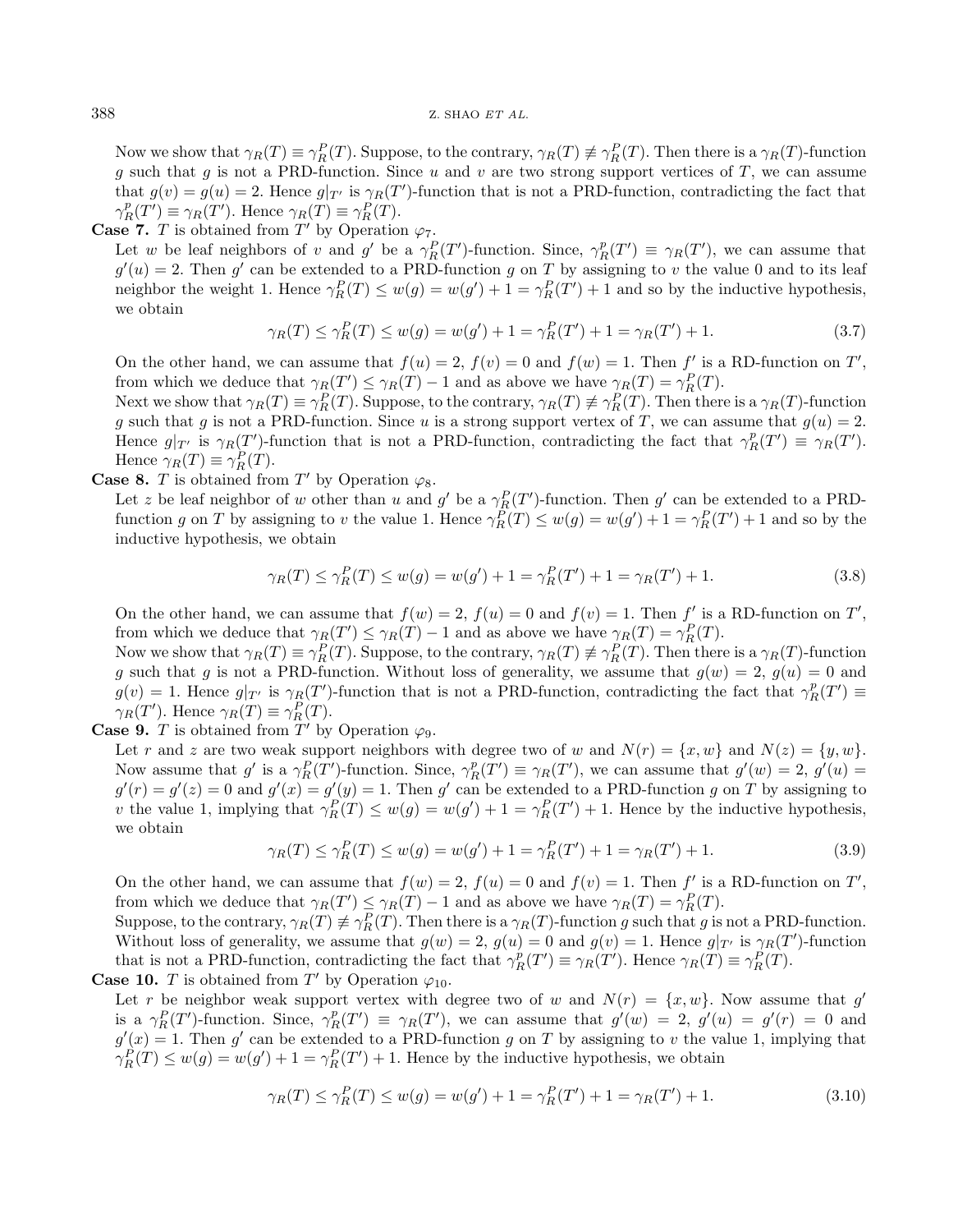Now we show that $\gamma_R(T) \equiv \gamma_R^P(T)$. Suppose, to the contrary, $\gamma_R(T) \not\equiv \gamma_R^P(T)$. Then there is a $\gamma_R(T)$-function $g$ such that $g$ is not a PRD-function. Since $u$ and $v$ are two strong support vertices of $T$, we can assume that $g(v) = g(u) = 2$. Hence $g|_{T'}$ is $\gamma_R(T')$-function that is not a PRD-function, contradicting the fact that $\gamma_R^p(T') \equiv \gamma_R(T')$. Hence $\gamma_R(T) \equiv \gamma_R^P(T)$.

**Case 7.** $T$ is obtained from $T'$ by Operation $\varphi_7$.

Let $w$ be leaf neighbors of $v$ and $g'$ be a $\gamma_R^P(T')$-function. Since, $\gamma_R^p(T') \equiv \gamma_R(T')$, we can assume that $g'(u) = 2$. Then $g'$ can be extended to a PRD-function $g$ on $T$ by assigning to $v$ the value 0 and to its leaf neighbor the weight 1. Hence $\gamma_R^P(T) \leq w(g) = w(g') + 1 = \gamma_R^P(T') + 1$ and so by the inductive hypothesis, we obtain

$$\gamma_R(T) \leq \gamma_R^P(T) \leq w(g) = w(g') + 1 = \gamma_R^P(T') + 1 = \gamma_R(T') + 1. \tag{3.7}$$

On the other hand, we can assume that $f(u) = 2$, $f(v) = 0$ and $f(w) = 1$. Then $f'$ is a RD-function on $T'$, from which we deduce that $\gamma_R(T') \leq \gamma_R(T) - 1$ and as above we have $\gamma_R(T) = \gamma_R^P(T)$.

Next we show that $\gamma_R(T) \equiv \gamma_R^P(T)$. Suppose, to the contrary, $\gamma_R(T) \not\equiv \gamma_R^P(T)$. Then there is a $\gamma_R(T)$-function $g$ such that $g$ is not a PRD-function. Since $u$ is a strong support vertex of $T$, we can assume that $g(u) = 2$. Hence $g|_{T'}$ is $\gamma_R(T')$-function that is not a PRD-function, contradicting the fact that $\gamma_R^p(T') \equiv \gamma_R(T')$. Hence $\gamma_R(T) \equiv \gamma_R^P(T)$.

**Case 8.** $T$ is obtained from $T'$ by Operation $\varphi_8$.

Let $z$ be leaf neighbor of $w$ other than $u$ and $g'$ be a $\gamma_R^P(T')$-function. Then $g'$ can be extended to a PRD-function $g$ on $T$ by assigning to $v$ the value 1. Hence $\gamma_R^P(T) \leq w(g) = w(g') + 1 = \gamma_R^P(T') + 1$ and so by the inductive hypothesis, we obtain

$$\gamma_R(T) \leq \gamma_R^P(T) \leq w(g) = w(g') + 1 = \gamma_R^P(T') + 1 = \gamma_R(T') + 1. \tag{3.8}$$

On the other hand, we can assume that $f(w) = 2$, $f(u) = 0$ and $f(v) = 1$. Then $f'$ is a RD-function on $T'$, from which we deduce that $\gamma_R(T') \leq \gamma_R(T) - 1$ and as above we have $\gamma_R(T) = \gamma_R^P(T)$.

Now we show that $\gamma_R(T) \equiv \gamma_R^P(T)$. Suppose, to the contrary, $\gamma_R(T) \not\equiv \gamma_R^P(T)$. Then there is a $\gamma_R(T)$-function $g$ such that $g$ is not a PRD-function. Without loss of generality, we assume that $g(w) = 2$, $g(u) = 0$ and $g(v) = 1$. Hence $g|_{T'}$ is $\gamma_R(T')$-function that is not a PRD-function, contradicting the fact that $\gamma_R^p(T') \equiv \gamma_R(T')$. Hence $\gamma_R(T) \equiv \gamma_R^P(T)$.

**Case 9.** $T$ is obtained from $T'$ by Operation $\varphi_9$.

Let $r$ and $z$ are two weak support neighbors with degree two of $w$ and $N(r) = \{x, w\}$ and $N(z) = \{y, w\}$. Now assume that $g'$ is a $\gamma_R^P(T')$-function. Since, $\gamma_R^p(T') \equiv \gamma_R(T')$, we can assume that $g'(w) = 2$, $g'(u) = g'(r) = g'(z) = 0$ and $g'(x) = g'(y) = 1$. Then $g'$ can be extended to a PRD-function $g$ on $T$ by assigning to $v$ the value 1, implying that $\gamma_R^P(T) \leq w(g) = w(g') + 1 = \gamma_R^P(T') + 1$. Hence by the inductive hypothesis, we obtain

$$\gamma_R(T) \leq \gamma_R^P(T) \leq w(g) = w(g') + 1 = \gamma_R^P(T') + 1 = \gamma_R(T') + 1. \tag{3.9}$$

On the other hand, we can assume that $f(w) = 2$, $f(u) = 0$ and $f(v) = 1$. Then $f'$ is a RD-function on $T'$, from which we deduce that $\gamma_R(T') \leq \gamma_R(T) - 1$ and as above we have $\gamma_R(T) = \gamma_R^P(T)$.

Suppose, to the contrary, $\gamma_R(T) \not\equiv \gamma_R^P(T)$. Then there is a $\gamma_R(T)$-function $g$ such that $g$ is not a PRD-function. Without loss of generality, we assume that $g(w) = 2$, $g(u) = 0$ and $g(v) = 1$. Hence $g|_{T'}$ is $\gamma_R(T')$-function that is not a PRD-function, contradicting the fact that $\gamma_R^p(T') \equiv \gamma_R(T')$. Hence $\gamma_R(T) \equiv \gamma_R^P(T)$.

**Case 10.** $T$ is obtained from $T'$ by Operation $\varphi_{10}$.

Let $r$ be neighbor weak support vertex with degree two of $w$ and $N(r) = \{x, w\}$. Now assume that $g'$ is a $\gamma_R^P(T')$-function. Since, $\gamma_R^P(T') \equiv \gamma_R(T')$, we can assume that $g'(w) = 2$, $g'(u) = g'(r) = 0$ and $g'(x) = 1$. Then $g'$ can be extended to a PRD-function $g$ on $T$ by assigning to $v$ the value 1, implying that $\gamma_R^P(T) \leq w(g) = w(g') + 1 = \gamma_R^P(T') + 1$. Hence by the inductive hypothesis, we obtain

$$\gamma_R(T) \leq \gamma_R^P(T) \leq w(g) = w(g') + 1 = \gamma_R^P(T') + 1 = \gamma_R(T') + 1. \tag{3.10}$$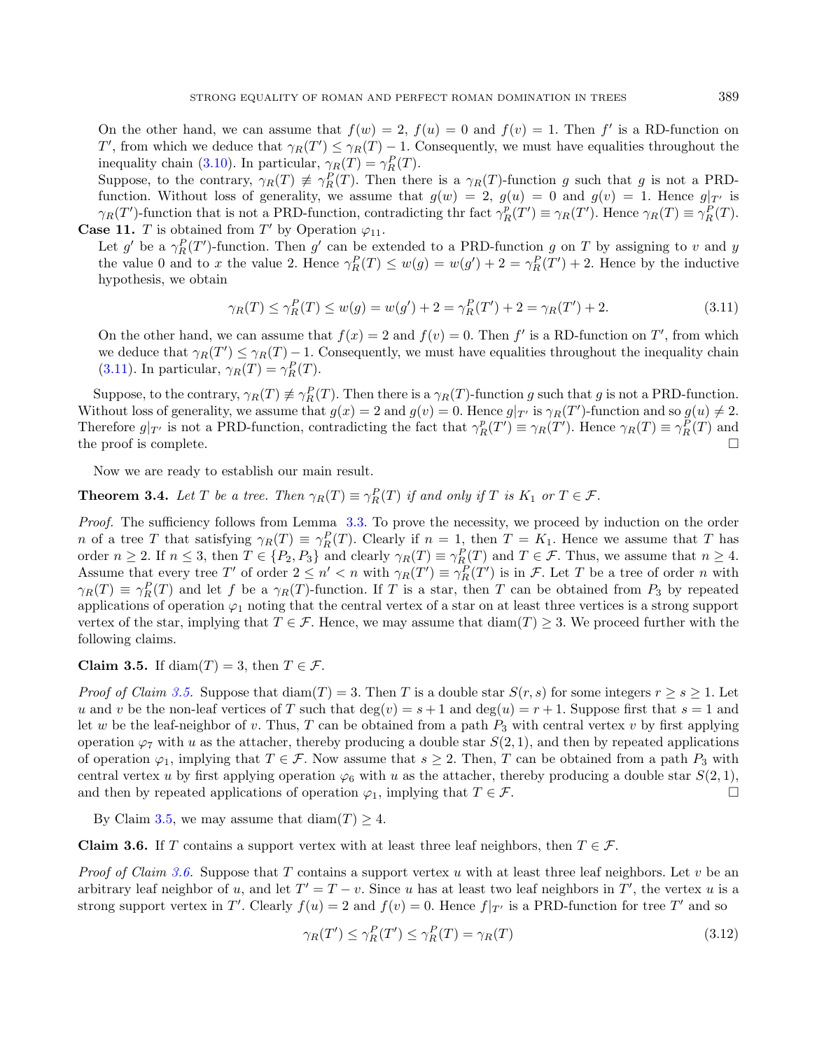On the other hand, we can assume that $f(w) = 2$, $f(u) = 0$ and $f(v) = 1$. Then $f'$ is a RD-function on $T'$, from which we deduce that $\gamma_R(T') \leq \gamma_R(T) - 1$. Consequently, we must have equalities throughout the inequality chain (3.10). In particular, $\gamma_R(T) = \gamma_R^P(T)$.

Suppose, to the contrary, $\gamma_R(T) \not\equiv \gamma_R^P(T)$. Then there is a $\gamma_R(T)$-function $g$ such that $g$ is not a PRD-function. Without loss of generality, we assume that $g(w) = 2$, $g(u) = 0$ and $g(v) = 1$. Hence $g|_{T'}$ is $\gamma_R(T')$-function that is not a PRD-function, contradicting thr fact $\gamma_R^p(T') \equiv \gamma_R(T')$. Hence $\gamma_R(T) \equiv \gamma_R^P(T)$.

**Case 11.** $T$ is obtained from $T'$ by Operation $\varphi_{11}$.

Let $g'$ be a $\gamma_R^P(T')$-function. Then $g'$ can be extended to a PRD-function $g$ on $T$ by assigning to $v$ and $y$ the value 0 and to $x$ the value 2. Hence $\gamma_R^P(T) \leq w(g) = w(g') + 2 = \gamma_R^P(T') + 2$. Hence by the inductive hypothesis, we obtain

$$\gamma_R(T) \leq \gamma_R^P(T) \leq w(g) = w(g') + 2 = \gamma_R^P(T') + 2 = \gamma_R(T') + 2. \tag{3.11}$$

On the other hand, we can assume that $f(x) = 2$ and $f(v) = 0$. Then $f'$ is a RD-function on $T'$, from which we deduce that $\gamma_R(T') \leq \gamma_R(T) - 1$. Consequently, we must have equalities throughout the inequality chain (3.11). In particular, $\gamma_R(T) = \gamma_R^P(T)$.

Suppose, to the contrary, $\gamma_R(T) \not\equiv \gamma_R^P(T)$. Then there is a $\gamma_R(T)$-function $g$ such that $g$ is not a PRD-function. Without loss of generality, we assume that $g(x) = 2$ and $g(v) = 0$. Hence $g|_{T'}$ is $\gamma_R(T')$-function and so $g(u) \neq 2$. Therefore $g|_{T'}$ is not a PRD-function, contradicting the fact that $\gamma_R^P(T') \equiv \gamma_R(T')$. Hence $\gamma_R(T) \equiv \gamma_R^P(T)$ and the proof is complete. □

Now we are ready to establish our main result.

**Theorem 3.4.** *Let $T$ be a tree. Then $\gamma_R(T) \equiv \gamma_R^P(T)$ if and only if $T$ is $K_1$ or $T \in \mathcal{F}$.*

*Proof.* The sufficiency follows from Lemma 3.3. To prove the necessity, we proceed by induction on the order $n$ of a tree $T$ that satisfying $\gamma_R(T) \equiv \gamma_R^P(T)$. Clearly if $n = 1$, then $T = K_1$. Hence we assume that $T$ has order $n \geq 2$. If $n \leq 3$, then $T \in \{P_2, P_3\}$ and clearly $\gamma_R(T) \equiv \gamma_R^P(T)$ and $T \in \mathcal{F}$. Thus, we assume that $n \geq 4$. Assume that every tree $T'$ of order $2 \leq n' < n$ with $\gamma_R(T') \equiv \gamma_R^P(T')$ is in $\mathcal{F}$. Let $T$ be a tree of order $n$ with $\gamma_R(T) \equiv \gamma_R^P(T)$ and let $f$ be a $\gamma_R(T)$-function. If $T$ is a star, then $T$ can be obtained from $P_3$ by repeated applications of operation $\varphi_1$ noting that the central vertex of a star on at least three vertices is a strong support vertex of the star, implying that $T \in \mathcal{F}$. Hence, we may assume that $\operatorname{diam}(T) \geq 3$. We proceed further with the following claims.

**Claim 3.5.** If $\operatorname{diam}(T) = 3$, then $T \in \mathcal{F}$.

*Proof of Claim 3.5.* Suppose that $\operatorname{diam}(T) = 3$. Then $T$ is a double star $S(r, s)$ for some integers $r \geq s \geq 1$. Let $u$ and $v$ be the non-leaf vertices of $T$ such that $\deg(v) = s + 1$ and $\deg(u) = r + 1$. Suppose first that $s = 1$ and let $w$ be the leaf-neighbor of $v$. Thus, $T$ can be obtained from a path $P_3$ with central vertex $v$ by first applying operation $\varphi_7$ with $u$ as the attacher, thereby producing a double star $S(2, 1)$, and then by repeated applications of operation $\varphi_1$, implying that $T \in \mathcal{F}$. Now assume that $s \geq 2$. Then, $T$ can be obtained from a path $P_3$ with central vertex $u$ by first applying operation $\varphi_6$ with $u$ as the attacher, thereby producing a double star $S(2, 1)$, and then by repeated applications of operation $\varphi_1$, implying that $T \in \mathcal{F}$. □

By Claim 3.5, we may assume that $\operatorname{diam}(T) \geq 4$.

**Claim 3.6.** If $T$ contains a support vertex with at least three leaf neighbors, then $T \in \mathcal{F}$.

*Proof of Claim 3.6.* Suppose that $T$ contains a support vertex $u$ with at least three leaf neighbors. Let $v$ be an arbitrary leaf neighbor of $u$, and let $T' = T - v$. Since $u$ has at least two leaf neighbors in $T'$, the vertex $u$ is a strong support vertex in $T'$. Clearly $f(u) = 2$ and $f(v) = 0$. Hence $f|_{T'}$ is a PRD-function for tree $T'$ and so

$$\gamma_R(T') \leq \gamma_R^P(T') \leq \gamma_R^P(T) = \gamma_R(T) \tag{3.12}$$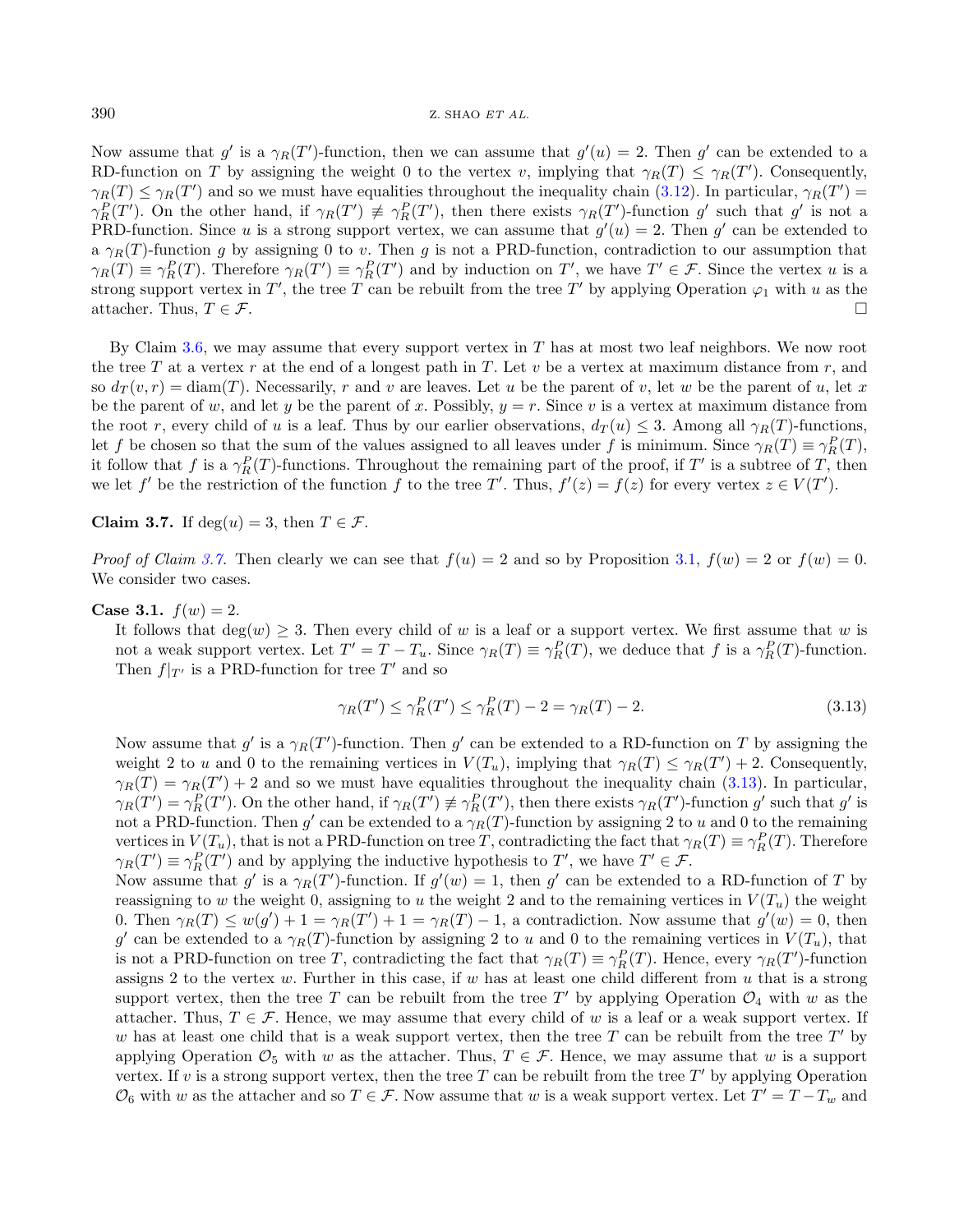Now assume that $g'$ is a $\gamma_R(T')$-function, then we can assume that $g'(u) = 2$. Then $g'$ can be extended to a RD-function on $T$ by assigning the weight 0 to the vertex $v$, implying that $\gamma_R(T) \leq \gamma_R(T')$. Consequently, $\gamma_R(T) \leq \gamma_R(T')$ and so we must have equalities throughout the inequality chain (3.12). In particular, $\gamma_R(T') = \gamma_R^P(T')$. On the other hand, if $\gamma_R(T') \not\equiv \gamma_R^P(T')$, then there exists $\gamma_R(T')$-function $g'$ such that $g'$ is not a PRD-function. Since $u$ is a strong support vertex, we can assume that $g'(u) = 2$. Then $g'$ can be extended to a $\gamma_R(T)$-function $g$ by assigning 0 to $v$. Then $g$ is not a PRD-function, contradiction to our assumption that $\gamma_R(T) \equiv \gamma_R^P(T)$. Therefore $\gamma_R(T') \equiv \gamma_R^P(T')$ and by induction on $T'$, we have $T' \in \mathcal{F}$. Since the vertex $u$ is a strong support vertex in $T'$, the tree $T$ can be rebuilt from the tree $T'$ by applying Operation $\varphi_1$ with $u$ as the attacher. Thus, $T \in \mathcal{F}$. □

By Claim 3.6, we may assume that every support vertex in $T$ has at most two leaf neighbors. We now root the tree $T$ at a vertex $r$ at the end of a longest path in $T$. Let $v$ be a vertex at maximum distance from $r$, and so $d_T(v, r) = \text{diam}(T)$. Necessarily, $r$ and $v$ are leaves. Let $u$ be the parent of $v$, let $w$ be the parent of $u$, let $x$ be the parent of $w$, and let $y$ be the parent of $x$. Possibly, $y = r$. Since $v$ is a vertex at maximum distance from the root $r$, every child of $u$ is a leaf. Thus by our earlier observations, $d_T(u) \leq 3$. Among all $\gamma_R(T)$-functions, let $f$ be chosen so that the sum of the values assigned to all leaves under $f$ is minimum. Since $\gamma_R(T) \equiv \gamma_R^P(T)$, it follow that $f$ is a $\gamma_R^P(T)$-functions. Throughout the remaining part of the proof, if $T'$ is a subtree of $T$, then we let $f'$ be the restriction of the function $f$ to the tree $T'$. Thus, $f'(z) = f(z)$ for every vertex $z \in V(T')$.

**Claim 3.7.** If $\deg(u) = 3$, then $T \in \mathcal{F}$.

*Proof of Claim 3.7.* Then clearly we can see that $f(u) = 2$ and so by Proposition 3.1, $f(w) = 2$ or $f(w) = 0$. We consider two cases.

**Case 3.1.** $f(w) = 2$.

It follows that $\deg(w) \geq 3$. Then every child of $w$ is a leaf or a support vertex. We first assume that $w$ is not a weak support vertex. Let $T' = T - T_u$. Since $\gamma_R(T) \equiv \gamma_R^P(T)$, we deduce that $f$ is a $\gamma_R^P(T)$-function. Then $f|_{T'}$ is a PRD-function for tree $T'$ and so

$$\gamma_R(T') \leq \gamma_R^P(T') \leq \gamma_R^P(T) - 2 = \gamma_R(T) - 2. \tag{3.13}$$

Now assume that $g'$ is a $\gamma_R(T')$-function. Then $g'$ can be extended to a RD-function on $T$ by assigning the weight 2 to $u$ and 0 to the remaining vertices in $V(T_u)$, implying that $\gamma_R(T) \leq \gamma_R(T') + 2$. Consequently, $\gamma_R(T) = \gamma_R(T') + 2$ and so we must have equalities throughout the inequality chain (3.13). In particular, $\gamma_R(T') = \gamma_R^P(T')$. On the other hand, if $\gamma_R(T') \not\equiv \gamma_R^P(T')$, then there exists $\gamma_R(T')$-function $g'$ such that $g'$ is not a PRD-function. Then $g'$ can be extended to a $\gamma_R(T)$-function by assigning 2 to $u$ and 0 to the remaining vertices in $V(T_u)$, that is not a PRD-function on tree $T$, contradicting the fact that $\gamma_R(T) \equiv \gamma_R^P(T)$. Therefore $\gamma_R(T') \equiv \gamma_R^P(T')$ and by applying the inductive hypothesis to $T'$, we have $T' \in \mathcal{F}$.

Now assume that $g'$ is a $\gamma_R(T')$-function. If $g'(w) = 1$, then $g'$ can be extended to a RD-function of $T$ by reassigning to $w$ the weight 0, assigning to $u$ the weight 2 and to the remaining vertices in $V(T_u)$ the weight 0. Then $\gamma_R(T) \leq w(g') + 1 = \gamma_R(T') + 1 = \gamma_R(T) - 1$, a contradiction. Now assume that $g'(w) = 0$, then $g'$ can be extended to a $\gamma_R(T)$-function by assigning 2 to $u$ and 0 to the remaining vertices in $V(T_u)$, that is not a PRD-function on tree $T$, contradicting the fact that $\gamma_R(T) \equiv \gamma_R^P(T)$. Hence, every $\gamma_R(T')$-function assigns 2 to the vertex $w$. Further in this case, if $w$ has at least one child different from $u$ that is a strong support vertex, then the tree $T$ can be rebuilt from the tree $T'$ by applying Operation $\mathcal{O}_4$ with $w$ as the attacher. Thus, $T \in \mathcal{F}$. Hence, we may assume that every child of $w$ is a leaf or a weak support vertex. If $w$ has at least one child that is a weak support vertex, then the tree $T$ can be rebuilt from the tree $T'$ by applying Operation $\mathcal{O}_5$ with $w$ as the attacher. Thus, $T \in \mathcal{F}$. Hence, we may assume that $w$ is a support vertex. If $v$ is a strong support vertex, then the tree $T$ can be rebuilt from the tree $T'$ by applying Operation $\mathcal{O}_6$ with $w$ as the attacher and so $T \in \mathcal{F}$. Now assume that $w$ is a weak support vertex. Let $T' = T - T_w$ and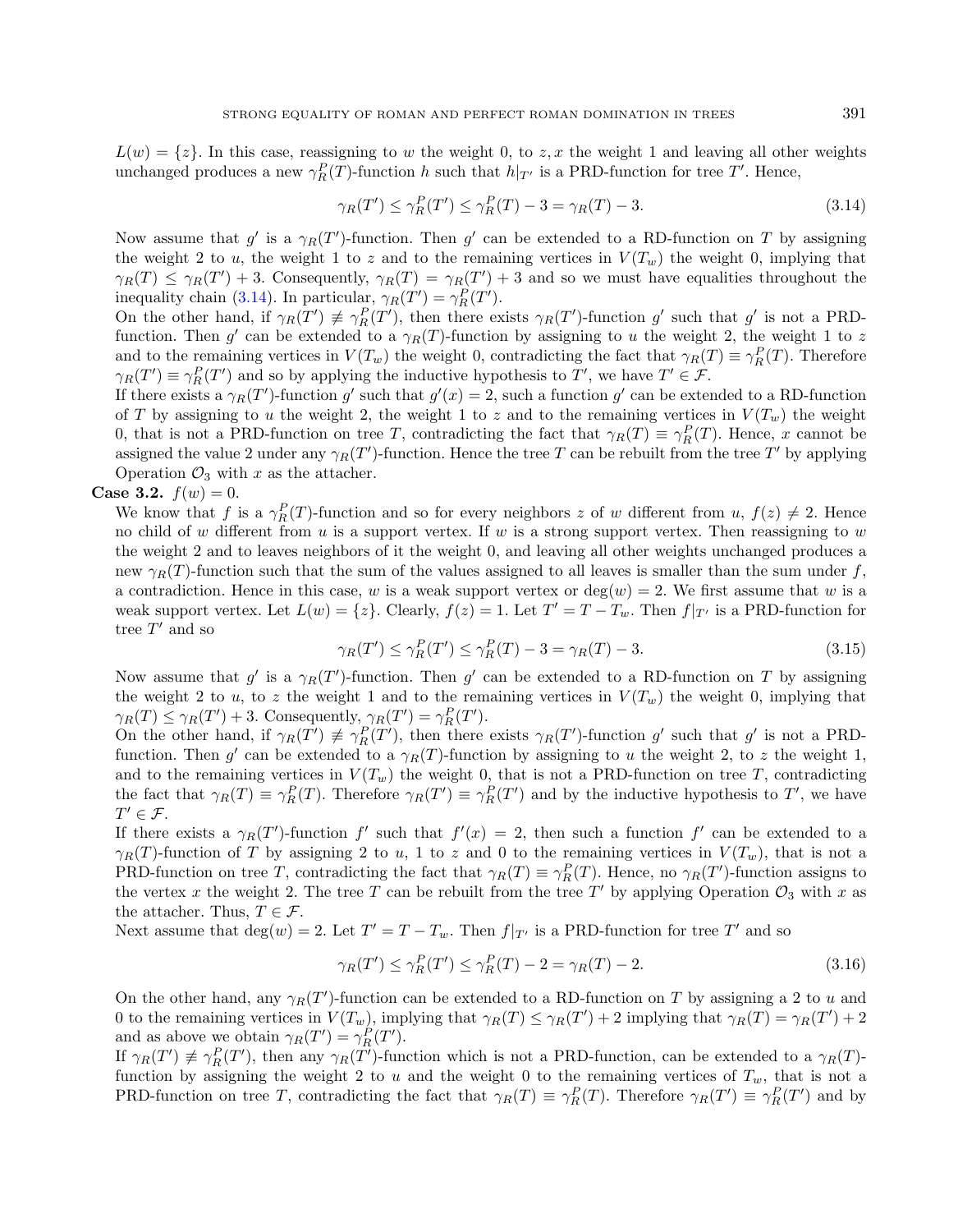$L(w) = \{z\}$. In this case, reassigning to $w$ the weight 0, to $z, x$ the weight 1 and leaving all other weights unchanged produces a new $\gamma_R^P(T)$-function $h$ such that $h|_{T'}$ is a PRD-function for tree $T'$. Hence,

$$\gamma_R(T') \le \gamma_R^P(T') \le \gamma_R^P(T) - 3 = \gamma_R(T) - 3. \tag{3.14}$$

Now assume that $g'$ is a $\gamma_R(T')$-function. Then $g'$ can be extended to a RD-function on $T$ by assigning the weight 2 to $u$, the weight 1 to $z$ and to the remaining vertices in $V(T_w)$ the weight 0, implying that $\gamma_R(T) \le \gamma_R(T') + 3$. Consequently, $\gamma_R(T) = \gamma_R(T') + 3$ and so we must have equalities throughout the inequality chain (3.14). In particular, $\gamma_R(T') = \gamma_R^P(T')$.

On the other hand, if $\gamma_R(T') \not\equiv \gamma_R^P(T')$, then there exists $\gamma_R(T')$-function $g'$ such that $g'$ is not a PRD-function. Then $g'$ can be extended to a $\gamma_R(T)$-function by assigning to $u$ the weight 2, the weight 1 to $z$ and to the remaining vertices in $V(T_w)$ the weight 0, contradicting the fact that $\gamma_R(T) \equiv \gamma_R^P(T)$. Therefore $\gamma_R(T') \equiv \gamma_R^P(T')$ and so by applying the inductive hypothesis to $T'$, we have $T' \in \mathcal{F}$.

If there exists a $\gamma_R(T')$-function $g'$ such that $g'(x) = 2$, such a function $g'$ can be extended to a RD-function of $T$ by assigning to $u$ the weight 2, the weight 1 to $z$ and to the remaining vertices in $V(T_w)$ the weight 0, that is not a PRD-function on tree $T$, contradicting the fact that $\gamma_R(T) \equiv \gamma_R^P(T)$. Hence, $x$ cannot be assigned the value 2 under any $\gamma_R(T')$-function. Hence the tree $T$ can be rebuilt from the tree $T'$ by applying Operation $\mathcal{O}_3$ with $x$ as the attacher.

**Case 3.2.** $f(w) = 0$.

We know that $f$ is a $\gamma_R^P(T)$-function and so for every neighbors $z$ of $w$ different from $u$, $f(z) \neq 2$. Hence no child of $w$ different from $u$ is a support vertex. If $w$ is a strong support vertex. Then reassigning to $w$ the weight 2 and to leaves neighbors of it the weight 0, and leaving all other weights unchanged produces a new $\gamma_R(T)$-function such that the sum of the values assigned to all leaves is smaller than the sum under $f$, a contradiction. Hence in this case, $w$ is a weak support vertex or $\deg(w) = 2$. We first assume that $w$ is a weak support vertex. Let $L(w) = \{z\}$. Clearly, $f(z) = 1$. Let $T' = T - T_w$. Then $f|_{T'}$ is a PRD-function for tree $T'$ and so

$$\gamma_R(T') \le \gamma_R^P(T') \le \gamma_R^P(T) - 3 = \gamma_R(T) - 3. \tag{3.15}$$

Now assume that $g'$ is a $\gamma_R(T')$-function. Then $g'$ can be extended to a RD-function on $T$ by assigning the weight 2 to $u$, to $z$ the weight 1 and to the remaining vertices in $V(T_w)$ the weight 0, implying that $\gamma_R(T) \le \gamma_R(T') + 3$. Consequently, $\gamma_R(T') = \gamma_R^P(T')$.

On the other hand, if $\gamma_R(T') \not\equiv \gamma_R^P(T')$, then there exists $\gamma_R(T')$-function $g'$ such that $g'$ is not a PRD-function. Then $g'$ can be extended to a $\gamma_R(T)$-function by assigning to $u$ the weight 2, to $z$ the weight 1, and to the remaining vertices in $V(T_w)$ the weight 0, that is not a PRD-function on tree $T$, contradicting the fact that $\gamma_R(T) \equiv \gamma_R^P(T)$. Therefore $\gamma_R(T') \equiv \gamma_R^P(T')$ and by the inductive hypothesis to $T'$, we have $T' \in \mathcal{F}$.

If there exists a $\gamma_R(T')$-function $f'$ such that $f'(x) = 2$, then such a function $f'$ can be extended to a $\gamma_R(T)$-function of $T$ by assigning 2 to $u$, 1 to $z$ and 0 to the remaining vertices in $V(T_w)$, that is not a PRD-function on tree $T$, contradicting the fact that $\gamma_R(T) \equiv \gamma_R^P(T)$. Hence, no $\gamma_R(T')$-function assigns to the vertex $x$ the weight 2. The tree $T$ can be rebuilt from the tree $T'$ by applying Operation $\mathcal{O}_3$ with $x$ as the attacher. Thus, $T \in \mathcal{F}$.

Next assume that $\deg(w) = 2$. Let $T' = T - T_w$. Then $f|_{T'}$ is a PRD-function for tree $T'$ and so

$$\gamma_R(T') \le \gamma_R^P(T') \le \gamma_R^P(T) - 2 = \gamma_R(T) - 2. \tag{3.16}$$

On the other hand, any $\gamma_R(T')$-function can be extended to a RD-function on $T$ by assigning a 2 to $u$ and 0 to the remaining vertices in $V(T_w)$, implying that $\gamma_R(T) \le \gamma_R(T') + 2$ implying that $\gamma_R(T) = \gamma_R(T') + 2$ and as above we obtain $\gamma_R(T') = \gamma_R^P(T')$.

If $\gamma_R(T') \not\equiv \gamma_R^P(T')$, then any $\gamma_R(T')$-function which is not a PRD-function, can be extended to a $\gamma_R(T)$-function by assigning the weight 2 to $u$ and the weight 0 to the remaining vertices of $T_w$, that is not a PRD-function on tree $T$, contradicting the fact that $\gamma_R(T) \equiv \gamma_R^P(T)$. Therefore $\gamma_R(T') \equiv \gamma_R^P(T')$ and by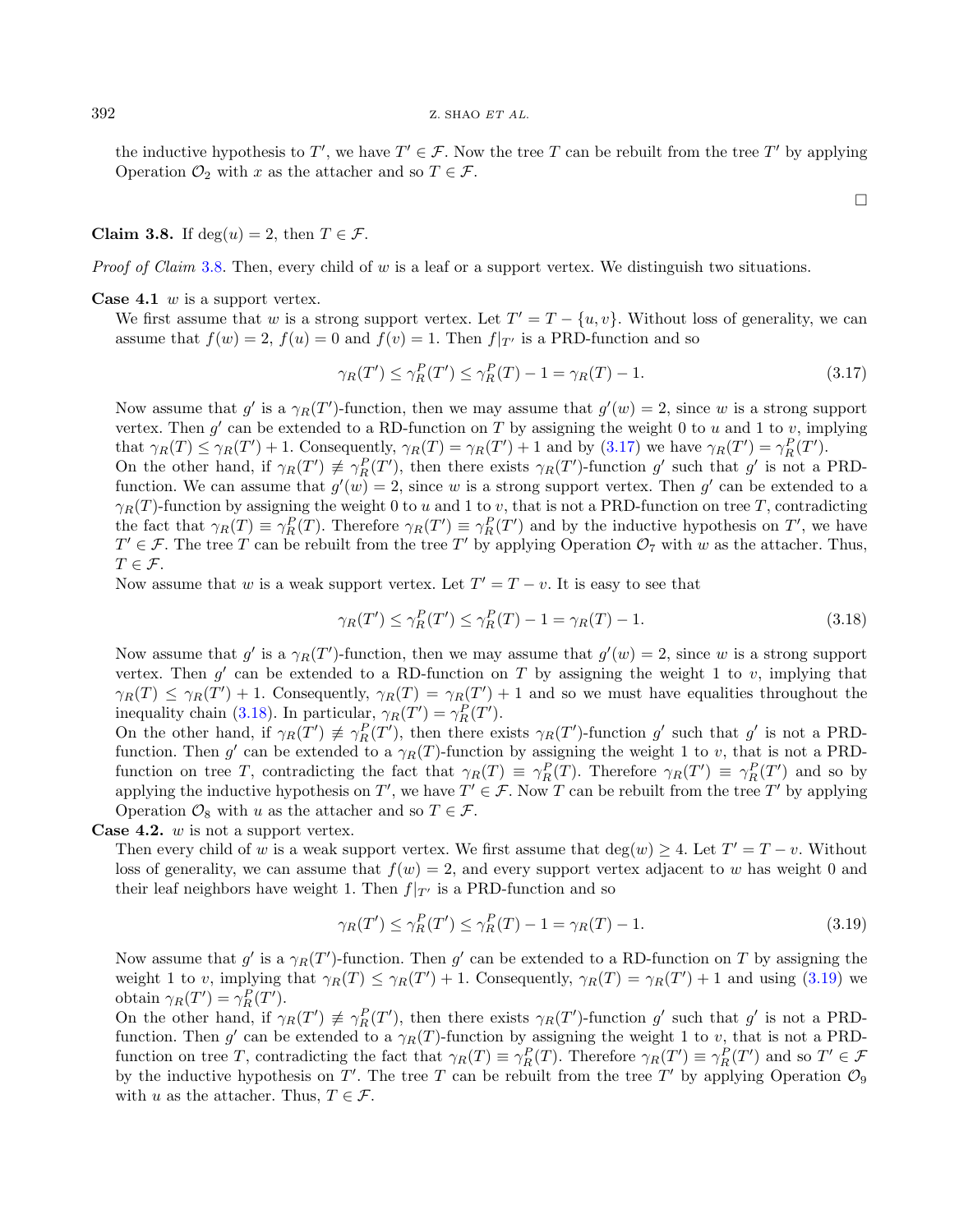the inductive hypothesis to $T'$, we have $T' \in \mathcal{F}$. Now the tree $T$ can be rebuilt from the tree $T'$ by applying Operation $\mathcal{O}_2$ with $x$ as the attacher and so $T \in \mathcal{F}$.

$\square$

**Claim 3.8.** If $\deg(u) = 2$, then $T \in \mathcal{F}$.

*Proof of Claim* 3.8. Then, every child of $w$ is a leaf or a support vertex. We distinguish two situations.

**Case 4.1** $w$ is a support vertex.

We first assume that $w$ is a strong support vertex. Let $T' = T - \{u, v\}$. Without loss of generality, we can assume that $f(w) = 2$, $f(u) = 0$ and $f(v) = 1$. Then $f|_{T'}$ is a PRD-function and so

$$\gamma_R(T') \leq \gamma_R^P(T') \leq \gamma_R^P(T) - 1 = \gamma_R(T) - 1. \tag{3.17}$$

Now assume that $g'$ is a $\gamma_R(T')$-function, then we may assume that $g'(w) = 2$, since $w$ is a strong support vertex. Then $g'$ can be extended to a RD-function on $T$ by assigning the weight 0 to $u$ and 1 to $v$, implying that $\gamma_R(T) \leq \gamma_R(T') + 1$. Consequently, $\gamma_R(T) = \gamma_R(T') + 1$ and by (3.17) we have $\gamma_R(T') = \gamma_R^P(T')$.

On the other hand, if $\gamma_R(T') \not\equiv \gamma_R^P(T')$, then there exists $\gamma_R(T')$-function $g'$ such that $g'$ is not a PRD-function. We can assume that $g'(w) = 2$, since $w$ is a strong support vertex. Then $g'$ can be extended to a $\gamma_R(T)$-function by assigning the weight 0 to $u$ and 1 to $v$, that is not a PRD-function on tree $T$, contradicting the fact that $\gamma_R(T) \equiv \gamma_R^P(T)$. Therefore $\gamma_R(T') \equiv \gamma_R^P(T')$ and by the inductive hypothesis on $T'$, we have $T' \in \mathcal{F}$. The tree $T$ can be rebuilt from the tree $T'$ by applying Operation $\mathcal{O}_7$ with $w$ as the attacher. Thus, $T \in \mathcal{F}$.

Now assume that $w$ is a weak support vertex. Let $T' = T - v$. It is easy to see that

$$\gamma_R(T') \leq \gamma_R^P(T') \leq \gamma_R^P(T) - 1 = \gamma_R(T) - 1. \tag{3.18}$$

Now assume that $g'$ is a $\gamma_R(T')$-function, then we may assume that $g'(w) = 2$, since $w$ is a strong support vertex. Then $g'$ can be extended to a RD-function on $T$ by assigning the weight 1 to $v$, implying that $\gamma_R(T) \leq \gamma_R(T') + 1$. Consequently, $\gamma_R(T) = \gamma_R(T') + 1$ and so we must have equalities throughout the inequality chain (3.18). In particular, $\gamma_R(T') = \gamma_R^P(T')$.

On the other hand, if $\gamma_R(T') \not\equiv \gamma_R^P(T')$, then there exists $\gamma_R(T')$-function $g'$ such that $g'$ is not a PRD-function. Then $g'$ can be extended to a $\gamma_R(T)$-function by assigning the weight 1 to $v$, that is not a PRD-function on tree $T$, contradicting the fact that $\gamma_R(T) \equiv \gamma_R^P(T)$. Therefore $\gamma_R(T') \equiv \gamma_R^P(T')$ and so by applying the inductive hypothesis on $T'$, we have $T' \in \mathcal{F}$. Now $T$ can be rebuilt from the tree $T'$ by applying Operation $\mathcal{O}_8$ with $u$ as the attacher and so $T \in \mathcal{F}$.

**Case 4.2.** $w$ is not a support vertex.

Then every child of $w$ is a weak support vertex. We first assume that $\deg(w) \geq 4$. Let $T' = T - v$. Without loss of generality, we can assume that $f(w) = 2$, and every support vertex adjacent to $w$ has weight 0 and their leaf neighbors have weight 1. Then $f|_{T'}$ is a PRD-function and so

$$\gamma_R(T') \leq \gamma_R^P(T') \leq \gamma_R^P(T) - 1 = \gamma_R(T) - 1. \tag{3.19}$$

Now assume that $g'$ is a $\gamma_R(T')$-function. Then $g'$ can be extended to a RD-function on $T$ by assigning the weight 1 to $v$, implying that $\gamma_R(T) \leq \gamma_R(T') + 1$. Consequently, $\gamma_R(T) = \gamma_R(T') + 1$ and using (3.19) we obtain $\gamma_R(T') = \gamma_R^P(T')$.

On the other hand, if $\gamma_R(T') \not\equiv \gamma_R^P(T')$, then there exists $\gamma_R(T')$-function $g'$ such that $g'$ is not a PRD-function. Then $g'$ can be extended to a $\gamma_R(T)$-function by assigning the weight 1 to $v$, that is not a PRD-function on tree $T$, contradicting the fact that $\gamma_R(T) \equiv \gamma_R^P(T)$. Therefore $\gamma_R(T') \equiv \gamma_R^P(T')$ and so $T' \in \mathcal{F}$ by the inductive hypothesis on $T'$. The tree $T$ can be rebuilt from the tree $T'$ by applying Operation $\mathcal{O}_9$ with $u$ as the attacher. Thus, $T \in \mathcal{F}$.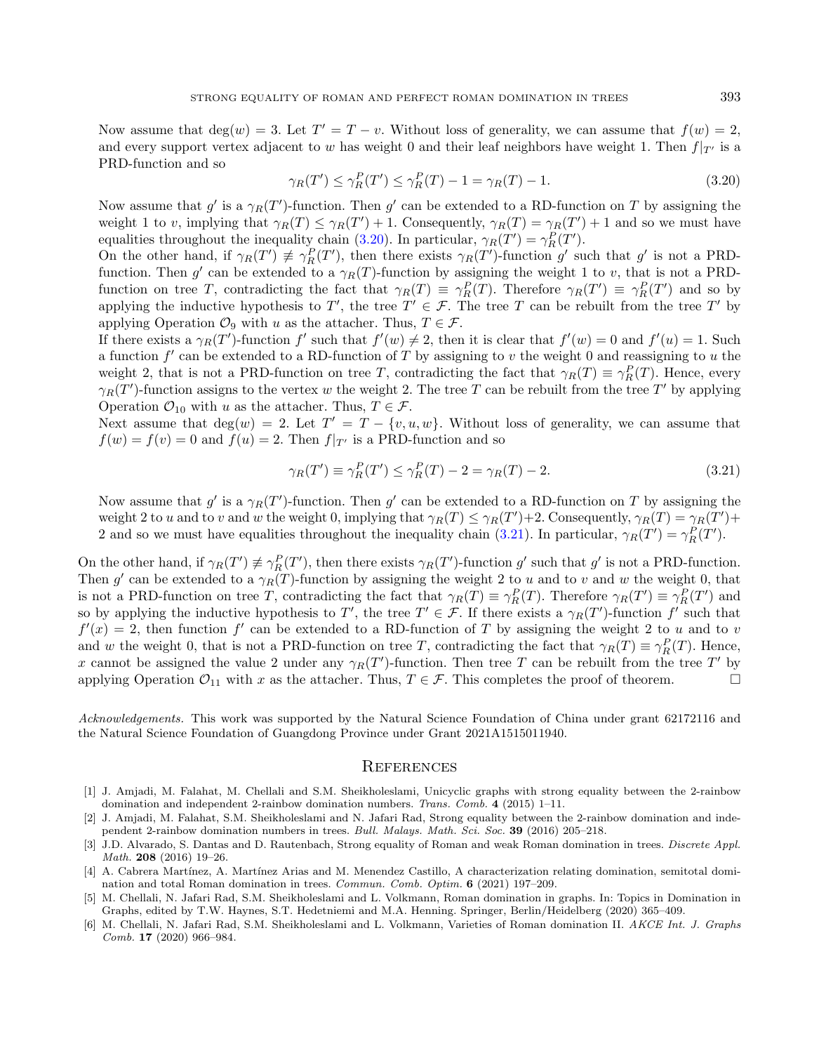Now assume that $\deg(w) = 3$. Let $T' = T - v$. Without loss of generality, we can assume that $f(w) = 2$, and every support vertex adjacent to $w$ has weight 0 and their leaf neighbors have weight 1. Then $f|_{T'}$ is a PRD-function and so

$$\gamma_R(T') \leq \gamma_R^P(T') \leq \gamma_R^P(T) - 1 = \gamma_R(T) - 1. \tag{3.20}$$

Now assume that $g'$ is a $\gamma_R(T')$-function. Then $g'$ can be extended to a RD-function on $T$ by assigning the weight 1 to $v$, implying that $\gamma_R(T) \leq \gamma_R(T') + 1$. Consequently, $\gamma_R(T) = \gamma_R(T') + 1$ and so we must have equalities throughout the inequality chain (3.20). In particular, $\gamma_R(T') = \gamma_R^P(T')$.

On the other hand, if $\gamma_R(T') \not\equiv \gamma_R^P(T')$, then there exists $\gamma_R(T')$-function $g'$ such that $g'$ is not a PRD-function. Then $g'$ can be extended to a $\gamma_R(T)$-function by assigning the weight 1 to $v$, that is not a PRD-function on tree $T$, contradicting the fact that $\gamma_R(T) \equiv \gamma_R^P(T)$. Therefore $\gamma_R(T') \equiv \gamma_R^P(T')$ and so by applying the inductive hypothesis to $T'$, the tree $T' \in \mathcal{F}$. The tree $T$ can be rebuilt from the tree $T'$ by applying Operation $\mathcal{O}_9$ with $u$ as the attacher. Thus, $T \in \mathcal{F}$.

If there exists a $\gamma_R(T')$-function $f'$ such that $f'(w) \neq 2$, then it is clear that $f'(w) = 0$ and $f'(u) = 1$. Such a function $f'$ can be extended to a RD-function of $T$ by assigning to $v$ the weight 0 and reassigning to $u$ the weight 2, that is not a PRD-function on tree $T$, contradicting the fact that $\gamma_R(T) \equiv \gamma_R^P(T)$. Hence, every $\gamma_R(T')$-function assigns to the vertex $w$ the weight 2. The tree $T$ can be rebuilt from the tree $T'$ by applying Operation $\mathcal{O}_{10}$ with $u$ as the attacher. Thus, $T \in \mathcal{F}$.

Next assume that $\deg(w) = 2$. Let $T' = T - \{v, u, w\}$. Without loss of generality, we can assume that $f(w) = f(v) = 0$ and $f(u) = 2$. Then $f|_{T'}$ is a PRD-function and so

$$\gamma_R(T') \equiv \gamma_R^P(T') \leq \gamma_R^P(T) - 2 = \gamma_R(T) - 2. \tag{3.21}$$

Now assume that $g'$ is a $\gamma_R(T')$-function. Then $g'$ can be extended to a RD-function on $T$ by assigning the weight 2 to $u$ and to $v$ and $w$ the weight 0, implying that $\gamma_R(T) \leq \gamma_R(T')+2$. Consequently, $\gamma_R(T) = \gamma_R(T')+2$ and so we must have equalities throughout the inequality chain (3.21). In particular, $\gamma_R(T') = \gamma_R^P(T')$.

On the other hand, if $\gamma_R(T') \not\equiv \gamma_R^P(T')$, then there exists $\gamma_R(T')$-function $g'$ such that $g'$ is not a PRD-function. Then $g'$ can be extended to a $\gamma_R(T)$-function by assigning the weight 2 to $u$ and to $v$ and $w$ the weight 0, that is not a PRD-function on tree $T$, contradicting the fact that $\gamma_R(T) \equiv \gamma_R^P(T)$. Therefore $\gamma_R(T') \equiv \gamma_R^P(T')$ and so by applying the inductive hypothesis to $T'$, the tree $T' \in \mathcal{F}$. If there exists a $\gamma_R(T')$-function $f'$ such that $f'(x) = 2$, then function $f'$ can be extended to a RD-function of $T$ by assigning the weight 2 to $u$ and to $v$ and $w$ the weight 0, that is not a PRD-function on tree $T$, contradicting the fact that $\gamma_R(T) \equiv \gamma_R^P(T)$. Hence, $x$ cannot be assigned the value 2 under any $\gamma_R(T')$-function. Then tree $T$ can be rebuilt from the tree $T'$ by applying Operation $\mathcal{O}_{11}$ with $x$ as the attacher. Thus, $T \in \mathcal{F}$. This completes the proof of theorem. □

*Acknowledgements.* This work was supported by the Natural Science Foundation of China under grant 62172116 and the Natural Science Foundation of Guangdong Province under Grant 2021A1515011940.

## References

[1] J. Amjadi, M. Falahat, M. Chellali and S.M. Sheikholeslami, Unicyclic graphs with strong equality between the 2-rainbow domination and independent 2-rainbow domination numbers. *Trans. Comb.* **4** (2015) 1–11.

[2] J. Amjadi, M. Falahat, S.M. Sheikholeslami and N. Jafari Rad, Strong equality between the 2-rainbow domination and independent 2-rainbow domination numbers in trees. *Bull. Malays. Math. Sci. Soc.* **39** (2016) 205–218.

[3] J.D. Alvarado, S. Dantas and D. Rautenbach, Strong equality of Roman and weak Roman domination in trees. *Discrete Appl. Math.* **208** (2016) 19–26.

[4] A. Cabrera Martínez, A. Martínez Arias and M. Menendez Castillo, A characterization relating domination, semitotal domination and total Roman domination in trees. *Commun. Comb. Optim.* **6** (2021) 197–209.

[5] M. Chellali, N. Jafari Rad, S.M. Sheikholeslami and L. Volkmann, Roman domination in graphs. In: Topics in Domination in Graphs, edited by T.W. Haynes, S.T. Hedetniemi and M.A. Henning. Springer, Berlin/Heidelberg (2020) 365–409.

[6] M. Chellali, N. Jafari Rad, S.M. Sheikholeslami and L. Volkmann, Varieties of Roman domination II. *AKCE Int. J. Graphs Comb.* **17** (2020) 966–984.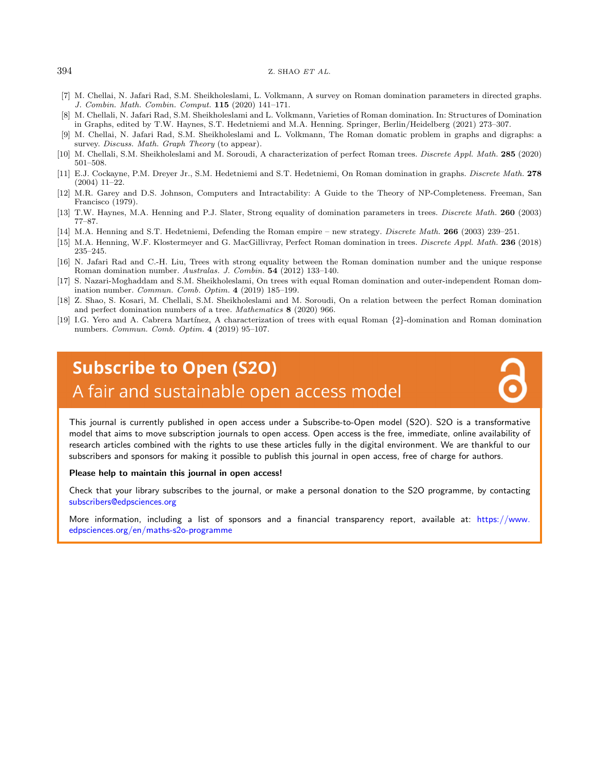[7] M. Chellai, N. Jafari Rad, S.M. Sheikholeslami, L. Volkmann, A survey on Roman domination parameters in directed graphs. *J. Combin. Math. Combin. Comput.* **115** (2020) 141–171.

[8] M. Chellali, N. Jafari Rad, S.M. Sheikholeslami and L. Volkmann, Varieties of Roman domination. In: Structures of Domination in Graphs, edited by T.W. Haynes, S.T. Hedetniemi and M.A. Henning. Springer, Berlin/Heidelberg (2021) 273–307.

[9] M. Chellai, N. Jafari Rad, S.M. Sheikholeslami and L. Volkmann, The Roman domatic problem in graphs and digraphs: a survey. *Discuss. Math. Graph Theory* (to appear).

[10] M. Chellali, S.M. Sheikholeslami and M. Soroudi, A characterization of perfect Roman trees. *Discrete Appl. Math.* **285** (2020) 501–508.

[11] E.J. Cockayne, P.M. Dreyer Jr., S.M. Hedetniemi and S.T. Hedetniemi, On Roman domination in graphs. *Discrete Math.* **278** (2004) 11–22.

[12] M.R. Garey and D.S. Johnson, Computers and Intractability: A Guide to the Theory of NP-Completeness. Freeman, San Francisco (1979).

[13] T.W. Haynes, M.A. Henning and P.J. Slater, Strong equality of domination parameters in trees. *Discrete Math.* **260** (2003) 77–87.

[14] M.A. Henning and S.T. Hedetniemi, Defending the Roman empire – new strategy. *Discrete Math.* **266** (2003) 239–251.

[15] M.A. Henning, W.F. Klostermeyer and G. MacGillivray, Perfect Roman domination in trees. *Discrete Appl. Math.* **236** (2018) 235–245.

[16] N. Jafari Rad and C.-H. Liu, Trees with strong equality between the Roman domination number and the unique response Roman domination number. *Australas. J. Combin.* **54** (2012) 133–140.

[17] S. Nazari-Moghaddam and S.M. Sheikholeslami, On trees with equal Roman domination and outer-independent Roman domination number. *Commun. Comb. Optim.* **4** (2019) 185–199.

[18] Z. Shao, S. Kosari, M. Chellali, S.M. Sheikholeslami and M. Soroudi, On a relation between the perfect Roman domination and perfect domination numbers of a tree. *Mathematics* **8** (2020) 966.

[19] I.G. Yero and A. Cabrera Martínez, A characterization of trees with equal Roman {2}-domination and Roman domination numbers. *Commun. Comb. Optim.* **4** (2019) 95–107.

## Subscribe to Open (S2O)

### A fair and sustainable open access model

This journal is currently published in open access under a Subscribe-to-Open model (S2O). S2O is a transformative model that aims to move subscription journals to open access. Open access is the free, immediate, online availability of research articles combined with the rights to use these articles fully in the digital environment. We are thankful to our subscribers and sponsors for making it possible to publish this journal in open access, free of charge for authors.

**Please help to maintain this journal in open access!**

Check that your library subscribes to the journal, or make a personal donation to the S2O programme, by contacting subscribers@edpsciences.org

More information, including a list of sponsors and a financial transparency report, available at: https://www.edpsciences.org/en/maths-s2o-programme